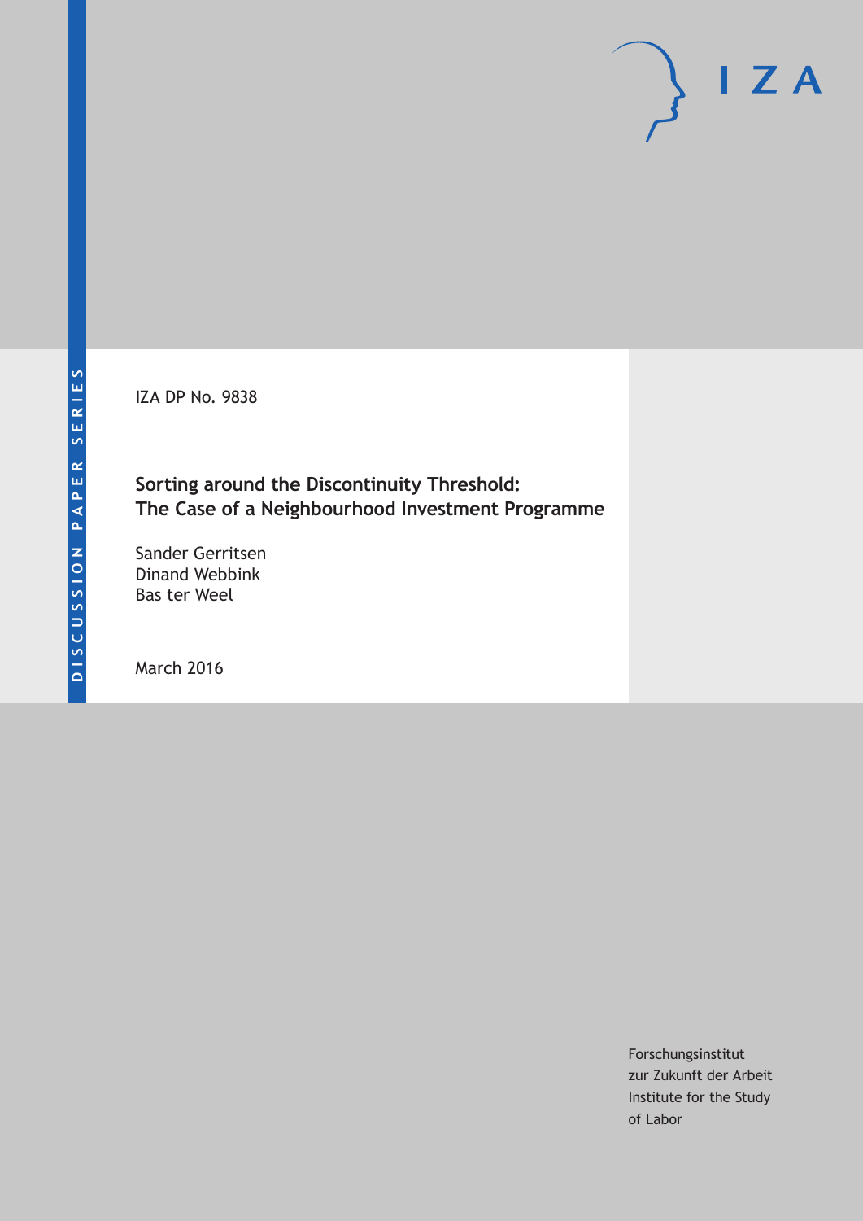DISCUSSION PAPER SERIES

IZA DP No. 9838

# Sorting around the Discontinuity Threshold: The Case of a Neighbourhood Investment Programme

Sander Gerritsen
Dinand Webbink
Bas ter Weel

March 2016

Forschungsinstitut
zur Zukunft der Arbeit
Institute for the Study
of Labor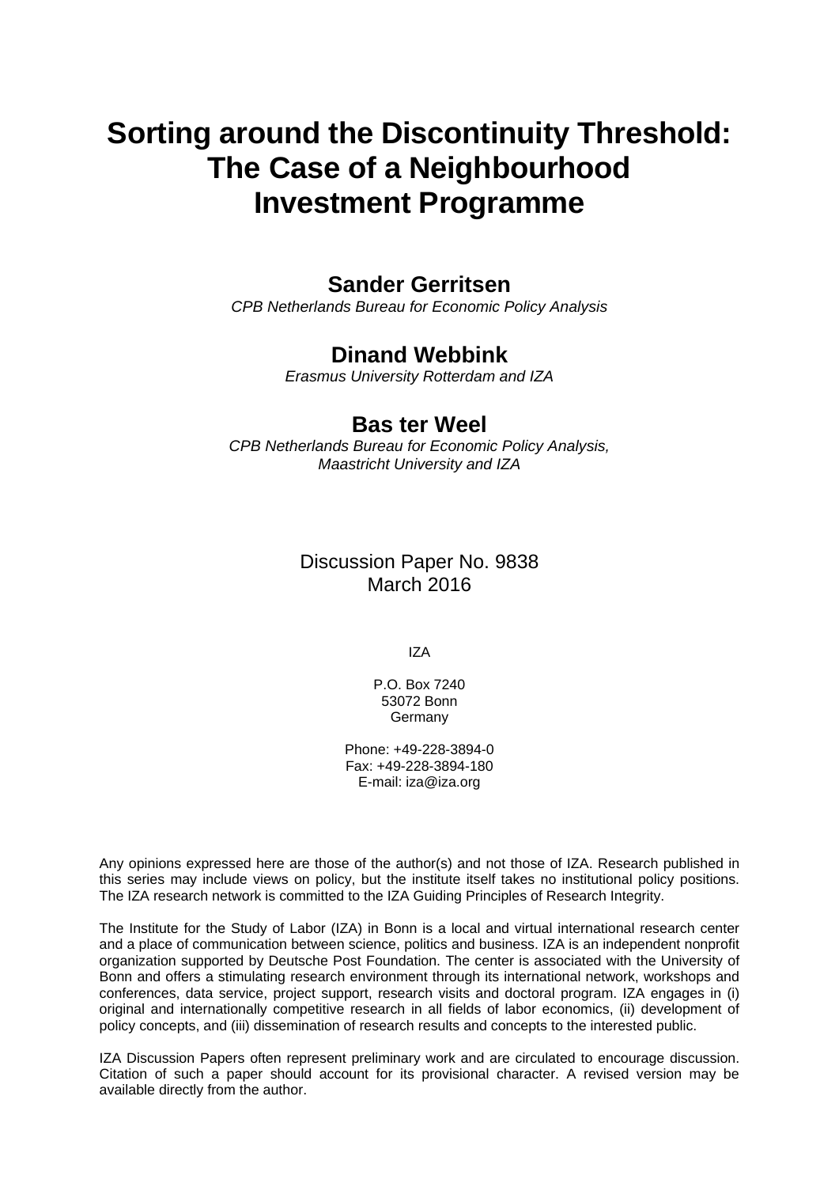# Sorting around the Discontinuity Threshold: The Case of a Neighbourhood Investment Programme

**Sander Gerritsen**

*CPB Netherlands Bureau for Economic Policy Analysis*

**Dinand Webbink**

*Erasmus University Rotterdam and IZA*

**Bas ter Weel**

*CPB Netherlands Bureau for Economic Policy Analysis, Maastricht University and IZA*

Discussion Paper No. 9838
March 2016

IZA

P.O. Box 7240
53072 Bonn
Germany

Phone: +49-228-3894-0
Fax: +49-228-3894-180
E-mail: iza@iza.org

Any opinions expressed here are those of the author(s) and not those of IZA. Research published in this series may include views on policy, but the institute itself takes no institutional policy positions. The IZA research network is committed to the IZA Guiding Principles of Research Integrity.

The Institute for the Study of Labor (IZA) in Bonn is a local and virtual international research center and a place of communication between science, politics and business. IZA is an independent nonprofit organization supported by Deutsche Post Foundation. The center is associated with the University of Bonn and offers a stimulating research environment through its international network, workshops and conferences, data service, project support, research visits and doctoral program. IZA engages in (i) original and internationally competitive research in all fields of labor economics, (ii) development of policy concepts, and (iii) dissemination of research results and concepts to the interested public.

IZA Discussion Papers often represent preliminary work and are circulated to encourage discussion. Citation of such a paper should account for its provisional character. A revised version may be available directly from the author.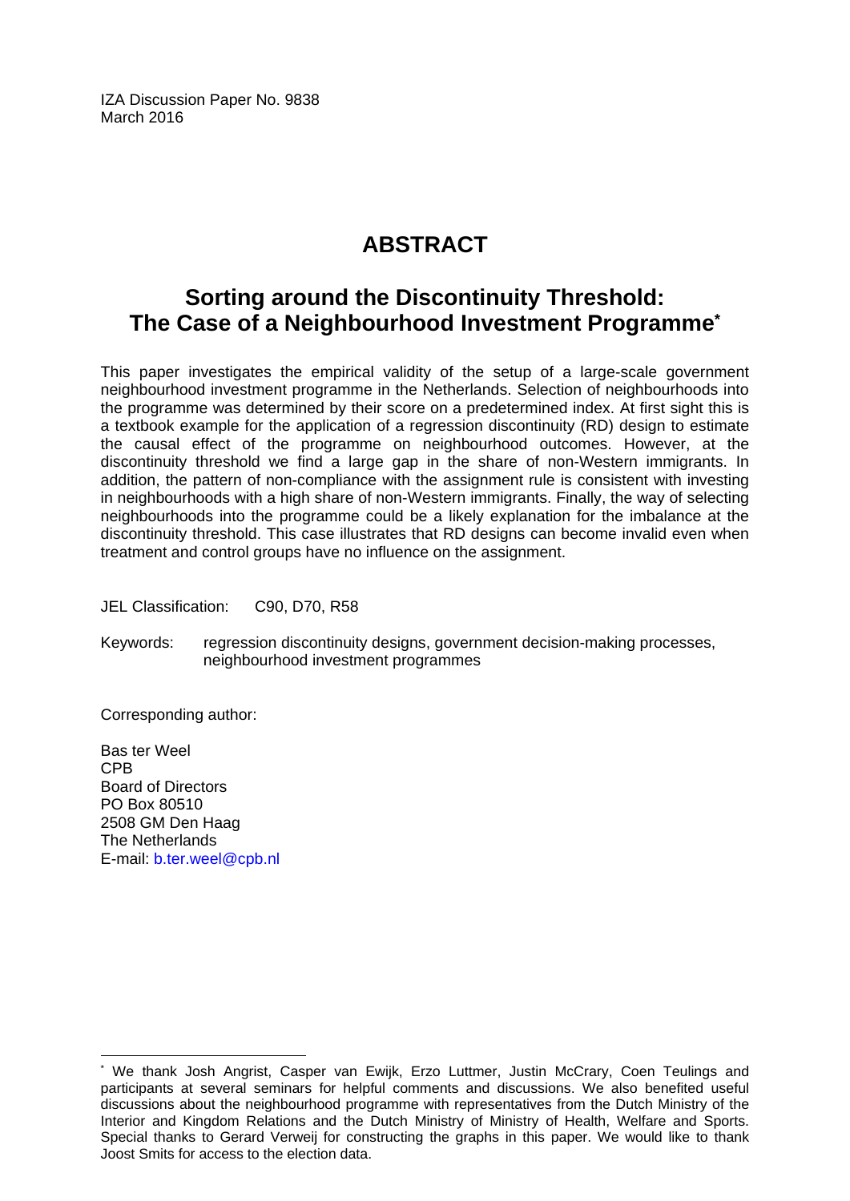IZA Discussion Paper No. 9838
March 2016

# ABSTRACT

## Sorting around the Discontinuity Threshold: The Case of a Neighbourhood Investment Programme*

This paper investigates the empirical validity of the setup of a large-scale government neighbourhood investment programme in the Netherlands. Selection of neighbourhoods into the programme was determined by their score on a predetermined index. At first sight this is a textbook example for the application of a regression discontinuity (RD) design to estimate the causal effect of the programme on neighbourhood outcomes. However, at the discontinuity threshold we find a large gap in the share of non-Western immigrants. In addition, the pattern of non-compliance with the assignment rule is consistent with investing in neighbourhoods with a high share of non-Western immigrants. Finally, the way of selecting neighbourhoods into the programme could be a likely explanation for the imbalance at the discontinuity threshold. This case illustrates that RD designs can become invalid even when treatment and control groups have no influence on the assignment.

JEL Classification: C90, D70, R58

Keywords: regression discontinuity designs, government decision-making processes, neighbourhood investment programmes

Corresponding author:

Bas ter Weel
CPB
Board of Directors
PO Box 80510
2508 GM Den Haag
The Netherlands
E-mail: b.ter.weel@cpb.nl

---

* We thank Josh Angrist, Casper van Ewijk, Erzo Luttmer, Justin McCrary, Coen Teulings and participants at several seminars for helpful comments and discussions. We also benefited useful discussions about the neighbourhood programme with representatives from the Dutch Ministry of the Interior and Kingdom Relations and the Dutch Ministry of Ministry of Health, Welfare and Sports. Special thanks to Gerard Verweij for constructing the graphs in this paper. We would like to thank Joost Smits for access to the election data.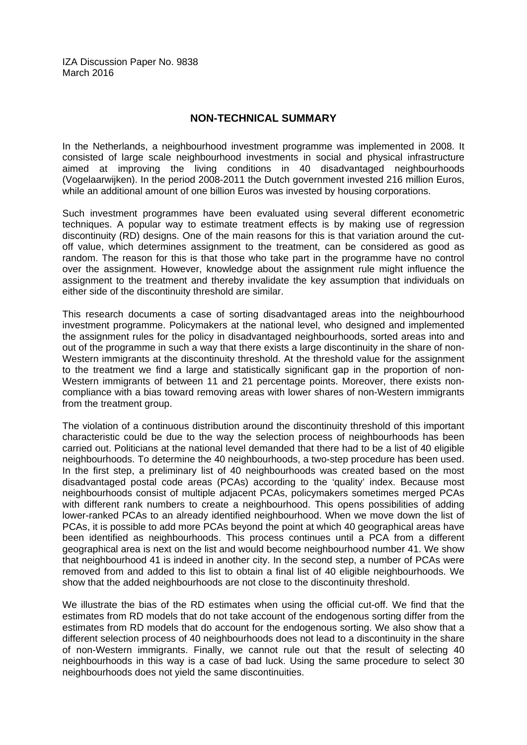IZA Discussion Paper No. 9838
March 2016

## NON-TECHNICAL SUMMARY

In the Netherlands, a neighbourhood investment programme was implemented in 2008. It consisted of large scale neighbourhood investments in social and physical infrastructure aimed at improving the living conditions in 40 disadvantaged neighbourhoods (Vogelaarwijken). In the period 2008-2011 the Dutch government invested 216 million Euros, while an additional amount of one billion Euros was invested by housing corporations.

Such investment programmes have been evaluated using several different econometric techniques. A popular way to estimate treatment effects is by making use of regression discontinuity (RD) designs. One of the main reasons for this is that variation around the cut-off value, which determines assignment to the treatment, can be considered as good as random. The reason for this is that those who take part in the programme have no control over the assignment. However, knowledge about the assignment rule might influence the assignment to the treatment and thereby invalidate the key assumption that individuals on either side of the discontinuity threshold are similar.

This research documents a case of sorting disadvantaged areas into the neighbourhood investment programme. Policymakers at the national level, who designed and implemented the assignment rules for the policy in disadvantaged neighbourhoods, sorted areas into and out of the programme in such a way that there exists a large discontinuity in the share of non-Western immigrants at the discontinuity threshold. At the threshold value for the assignment to the treatment we find a large and statistically significant gap in the proportion of non-Western immigrants of between 11 and 21 percentage points. Moreover, there exists non-compliance with a bias toward removing areas with lower shares of non-Western immigrants from the treatment group.

The violation of a continuous distribution around the discontinuity threshold of this important characteristic could be due to the way the selection process of neighbourhoods has been carried out. Politicians at the national level demanded that there had to be a list of 40 eligible neighbourhoods. To determine the 40 neighbourhoods, a two-step procedure has been used. In the first step, a preliminary list of 40 neighbourhoods was created based on the most disadvantaged postal code areas (PCAs) according to the 'quality' index. Because most neighbourhoods consist of multiple adjacent PCAs, policymakers sometimes merged PCAs with different rank numbers to create a neighbourhood. This opens possibilities of adding lower-ranked PCAs to an already identified neighbourhood. When we move down the list of PCAs, it is possible to add more PCAs beyond the point at which 40 geographical areas have been identified as neighbourhoods. This process continues until a PCA from a different geographical area is next on the list and would become neighbourhood number 41. We show that neighbourhood 41 is indeed in another city. In the second step, a number of PCAs were removed from and added to this list to obtain a final list of 40 eligible neighbourhoods. We show that the added neighbourhoods are not close to the discontinuity threshold.

We illustrate the bias of the RD estimates when using the official cut-off. We find that the estimates from RD models that do not take account of the endogenous sorting differ from the estimates from RD models that do account for the endogenous sorting. We also show that a different selection process of 40 neighbourhoods does not lead to a discontinuity in the share of non-Western immigrants. Finally, we cannot rule out that the result of selecting 40 neighbourhoods in this way is a case of bad luck. Using the same procedure to select 30 neighbourhoods does not yield the same discontinuities.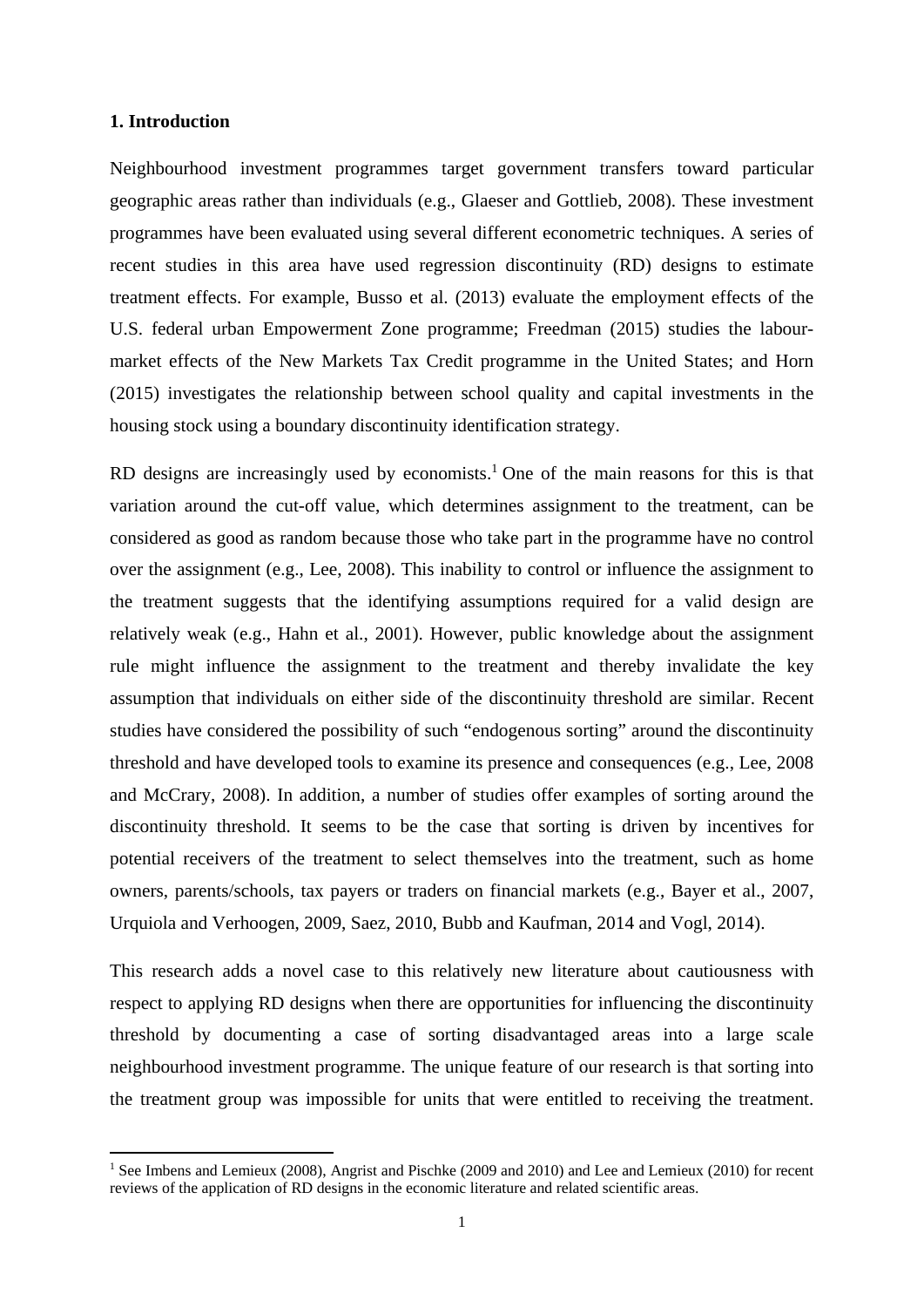## 1. Introduction

Neighbourhood investment programmes target government transfers toward particular geographic areas rather than individuals (e.g., Glaeser and Gottlieb, 2008). These investment programmes have been evaluated using several different econometric techniques. A series of recent studies in this area have used regression discontinuity (RD) designs to estimate treatment effects. For example, Busso et al. (2013) evaluate the employment effects of the U.S. federal urban Empowerment Zone programme; Freedman (2015) studies the labour-market effects of the New Markets Tax Credit programme in the United States; and Horn (2015) investigates the relationship between school quality and capital investments in the housing stock using a boundary discontinuity identification strategy.

RD designs are increasingly used by economists.[1] One of the main reasons for this is that variation around the cut-off value, which determines assignment to the treatment, can be considered as good as random because those who take part in the programme have no control over the assignment (e.g., Lee, 2008). This inability to control or influence the assignment to the treatment suggests that the identifying assumptions required for a valid design are relatively weak (e.g., Hahn et al., 2001). However, public knowledge about the assignment rule might influence the assignment to the treatment and thereby invalidate the key assumption that individuals on either side of the discontinuity threshold are similar. Recent studies have considered the possibility of such "endogenous sorting" around the discontinuity threshold and have developed tools to examine its presence and consequences (e.g., Lee, 2008 and McCrary, 2008). In addition, a number of studies offer examples of sorting around the discontinuity threshold. It seems to be the case that sorting is driven by incentives for potential receivers of the treatment to select themselves into the treatment, such as home owners, parents/schools, tax payers or traders on financial markets (e.g., Bayer et al., 2007, Urquiola and Verhoogen, 2009, Saez, 2010, Bubb and Kaufman, 2014 and Vogl, 2014).

This research adds a novel case to this relatively new literature about cautiousness with respect to applying RD designs when there are opportunities for influencing the discontinuity threshold by documenting a case of sorting disadvantaged areas into a large scale neighbourhood investment programme. The unique feature of our research is that sorting into the treatment group was impossible for units that were entitled to receiving the treatment.

[1] See Imbens and Lemieux (2008), Angrist and Pischke (2009 and 2010) and Lee and Lemieux (2010) for recent reviews of the application of RD designs in the economic literature and related scientific areas.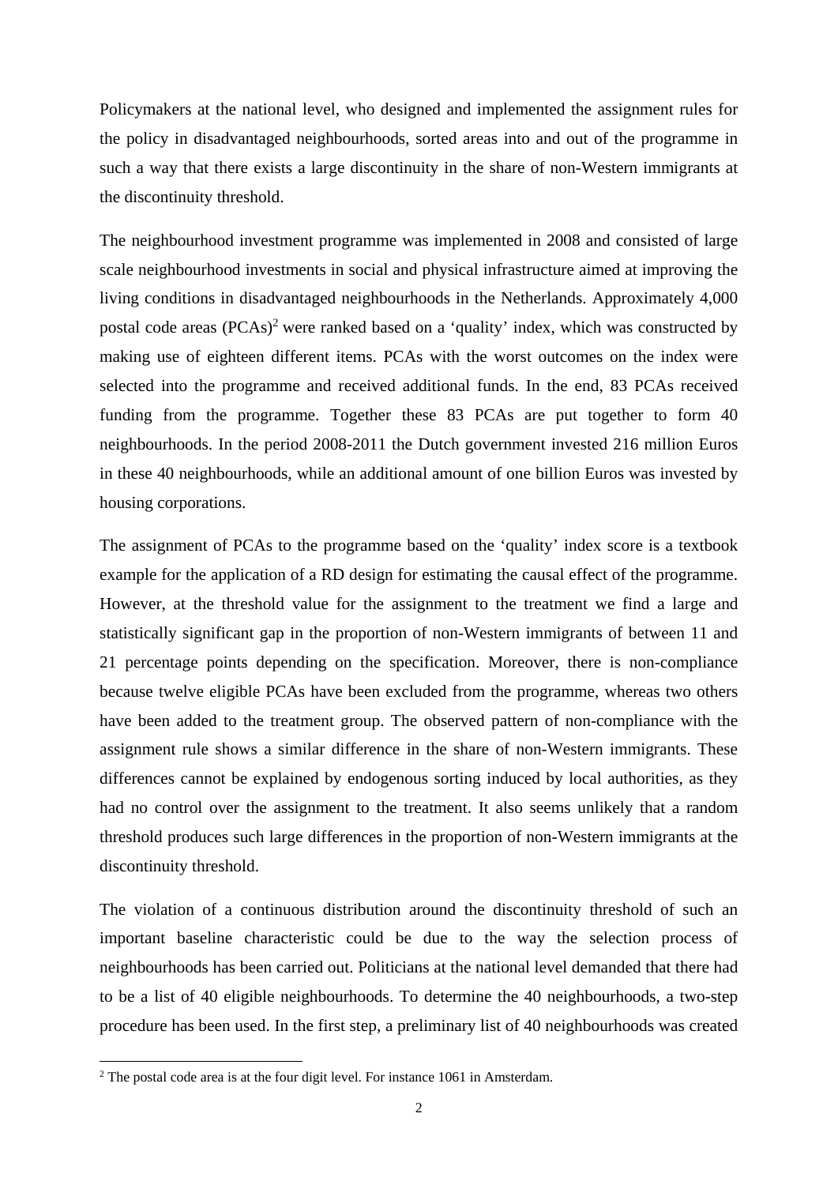Policymakers at the national level, who designed and implemented the assignment rules for the policy in disadvantaged neighbourhoods, sorted areas into and out of the programme in such a way that there exists a large discontinuity in the share of non-Western immigrants at the discontinuity threshold.

The neighbourhood investment programme was implemented in 2008 and consisted of large scale neighbourhood investments in social and physical infrastructure aimed at improving the living conditions in disadvantaged neighbourhoods in the Netherlands. Approximately 4,000 postal code areas (PCAs)[2] were ranked based on a 'quality' index, which was constructed by making use of eighteen different items. PCAs with the worst outcomes on the index were selected into the programme and received additional funds. In the end, 83 PCAs received funding from the programme. Together these 83 PCAs are put together to form 40 neighbourhoods. In the period 2008-2011 the Dutch government invested 216 million Euros in these 40 neighbourhoods, while an additional amount of one billion Euros was invested by housing corporations.

The assignment of PCAs to the programme based on the 'quality' index score is a textbook example for the application of a RD design for estimating the causal effect of the programme. However, at the threshold value for the assignment to the treatment we find a large and statistically significant gap in the proportion of non-Western immigrants of between 11 and 21 percentage points depending on the specification. Moreover, there is non-compliance because twelve eligible PCAs have been excluded from the programme, whereas two others have been added to the treatment group. The observed pattern of non-compliance with the assignment rule shows a similar difference in the share of non-Western immigrants. These differences cannot be explained by endogenous sorting induced by local authorities, as they had no control over the assignment to the treatment. It also seems unlikely that a random threshold produces such large differences in the proportion of non-Western immigrants at the discontinuity threshold.

The violation of a continuous distribution around the discontinuity threshold of such an important baseline characteristic could be due to the way the selection process of neighbourhoods has been carried out. Politicians at the national level demanded that there had to be a list of 40 eligible neighbourhoods. To determine the 40 neighbourhoods, a two-step procedure has been used. In the first step, a preliminary list of 40 neighbourhoods was created

[2] The postal code area is at the four digit level. For instance 1061 in Amsterdam.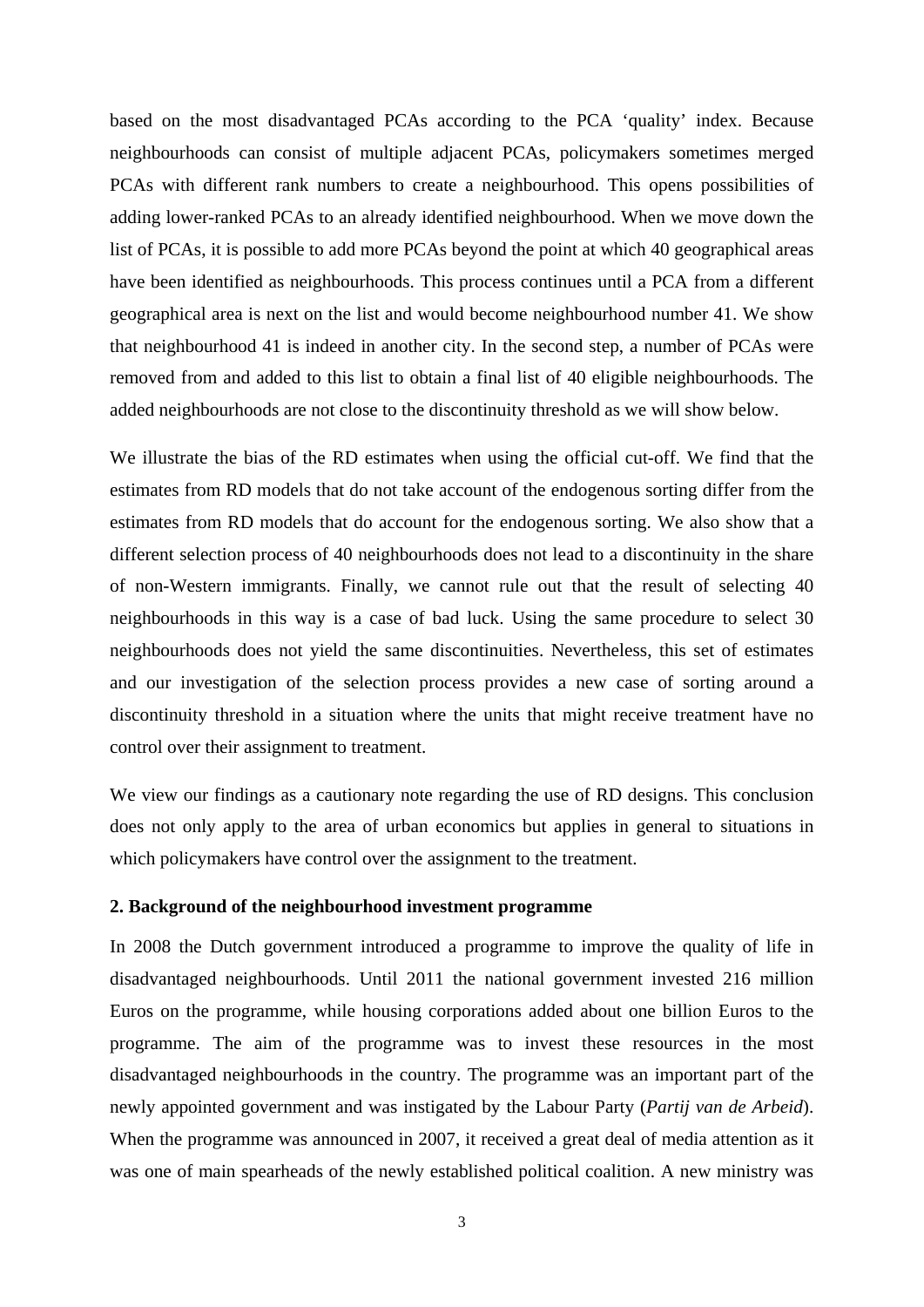based on the most disadvantaged PCAs according to the PCA 'quality' index. Because neighbourhoods can consist of multiple adjacent PCAs, policymakers sometimes merged PCAs with different rank numbers to create a neighbourhood. This opens possibilities of adding lower-ranked PCAs to an already identified neighbourhood. When we move down the list of PCAs, it is possible to add more PCAs beyond the point at which 40 geographical areas have been identified as neighbourhoods. This process continues until a PCA from a different geographical area is next on the list and would become neighbourhood number 41. We show that neighbourhood 41 is indeed in another city. In the second step, a number of PCAs were removed from and added to this list to obtain a final list of 40 eligible neighbourhoods. The added neighbourhoods are not close to the discontinuity threshold as we will show below.

We illustrate the bias of the RD estimates when using the official cut-off. We find that the estimates from RD models that do not take account of the endogenous sorting differ from the estimates from RD models that do account for the endogenous sorting. We also show that a different selection process of 40 neighbourhoods does not lead to a discontinuity in the share of non-Western immigrants. Finally, we cannot rule out that the result of selecting 40 neighbourhoods in this way is a case of bad luck. Using the same procedure to select 30 neighbourhoods does not yield the same discontinuities. Nevertheless, this set of estimates and our investigation of the selection process provides a new case of sorting around a discontinuity threshold in a situation where the units that might receive treatment have no control over their assignment to treatment.

We view our findings as a cautionary note regarding the use of RD designs. This conclusion does not only apply to the area of urban economics but applies in general to situations in which policymakers have control over the assignment to the treatment.

## 2. Background of the neighbourhood investment programme

In 2008 the Dutch government introduced a programme to improve the quality of life in disadvantaged neighbourhoods. Until 2011 the national government invested 216 million Euros on the programme, while housing corporations added about one billion Euros to the programme. The aim of the programme was to invest these resources in the most disadvantaged neighbourhoods in the country. The programme was an important part of the newly appointed government and was instigated by the Labour Party (*Partij van de Arbeid*). When the programme was announced in 2007, it received a great deal of media attention as it was one of main spearheads of the newly established political coalition. A new ministry was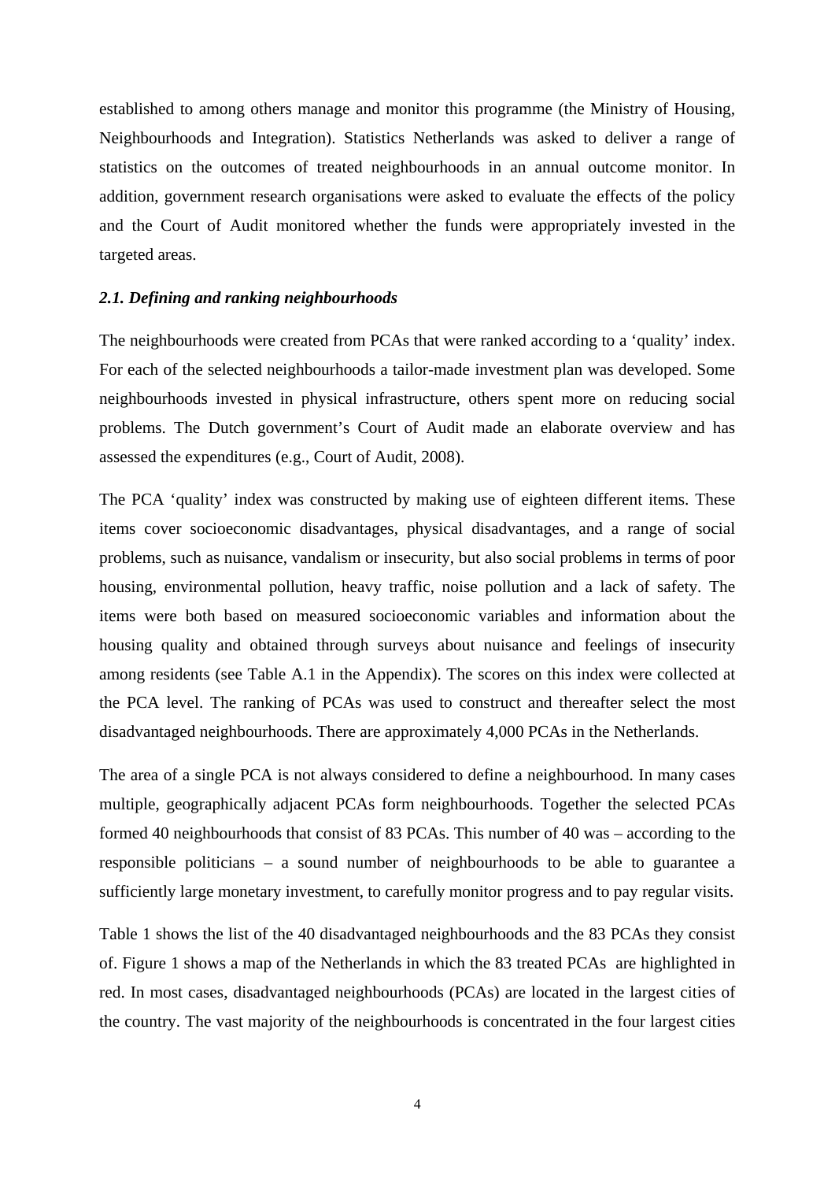established to among others manage and monitor this programme (the Ministry of Housing, Neighbourhoods and Integration). Statistics Netherlands was asked to deliver a range of statistics on the outcomes of treated neighbourhoods in an annual outcome monitor. In addition, government research organisations were asked to evaluate the effects of the policy and the Court of Audit monitored whether the funds were appropriately invested in the targeted areas.

### *2.1. Defining and ranking neighbourhoods*

The neighbourhoods were created from PCAs that were ranked according to a 'quality' index. For each of the selected neighbourhoods a tailor-made investment plan was developed. Some neighbourhoods invested in physical infrastructure, others spent more on reducing social problems. The Dutch government's Court of Audit made an elaborate overview and has assessed the expenditures (e.g., Court of Audit, 2008).

The PCA 'quality' index was constructed by making use of eighteen different items. These items cover socioeconomic disadvantages, physical disadvantages, and a range of social problems, such as nuisance, vandalism or insecurity, but also social problems in terms of poor housing, environmental pollution, heavy traffic, noise pollution and a lack of safety. The items were both based on measured socioeconomic variables and information about the housing quality and obtained through surveys about nuisance and feelings of insecurity among residents (see Table A.1 in the Appendix). The scores on this index were collected at the PCA level. The ranking of PCAs was used to construct and thereafter select the most disadvantaged neighbourhoods. There are approximately 4,000 PCAs in the Netherlands.

The area of a single PCA is not always considered to define a neighbourhood. In many cases multiple, geographically adjacent PCAs form neighbourhoods. Together the selected PCAs formed 40 neighbourhoods that consist of 83 PCAs. This number of 40 was – according to the responsible politicians – a sound number of neighbourhoods to be able to guarantee a sufficiently large monetary investment, to carefully monitor progress and to pay regular visits.

Table 1 shows the list of the 40 disadvantaged neighbourhoods and the 83 PCAs they consist of. Figure 1 shows a map of the Netherlands in which the 83 treated PCAs are highlighted in red. In most cases, disadvantaged neighbourhoods (PCAs) are located in the largest cities of the country. The vast majority of the neighbourhoods is concentrated in the four largest cities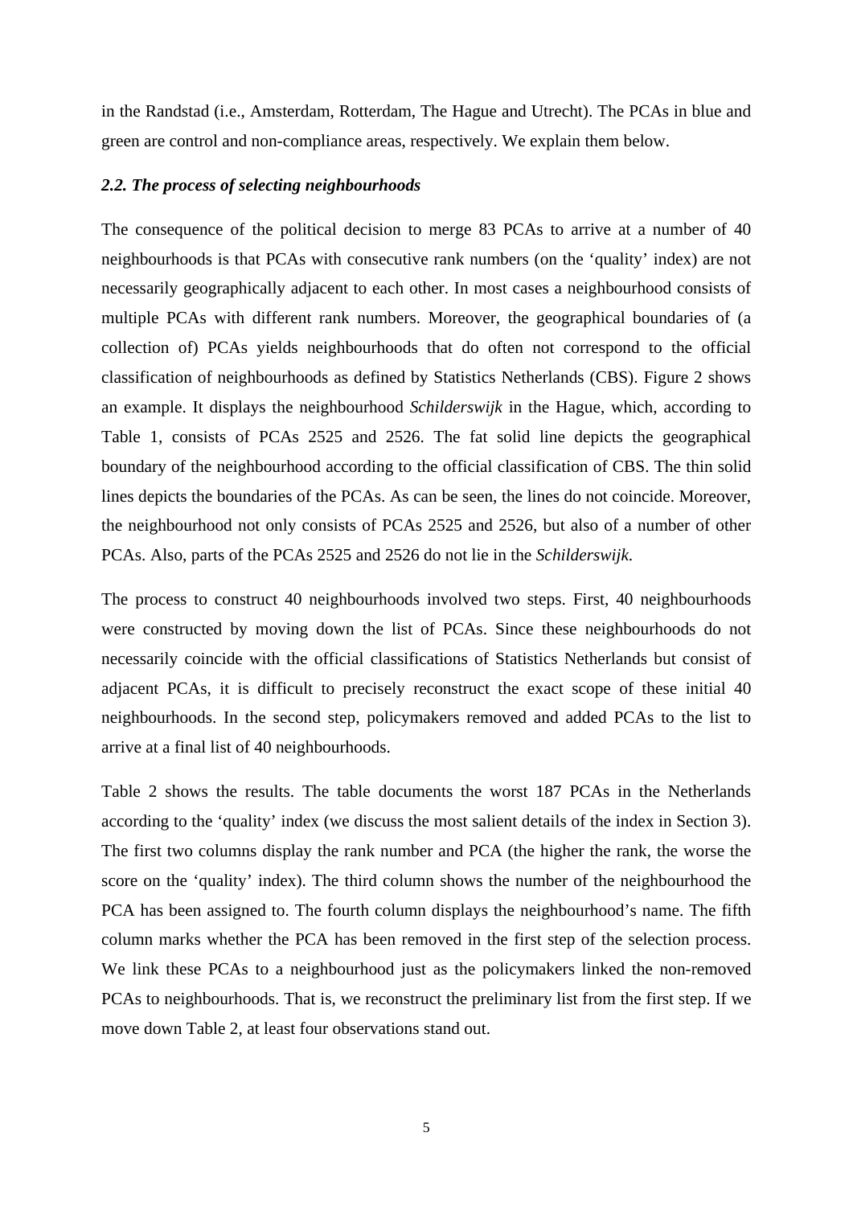in the Randstad (i.e., Amsterdam, Rotterdam, The Hague and Utrecht). The PCAs in blue and green are control and non-compliance areas, respectively. We explain them below.

### *2.2. The process of selecting neighbourhoods*

The consequence of the political decision to merge 83 PCAs to arrive at a number of 40 neighbourhoods is that PCAs with consecutive rank numbers (on the 'quality' index) are not necessarily geographically adjacent to each other. In most cases a neighbourhood consists of multiple PCAs with different rank numbers. Moreover, the geographical boundaries of (a collection of) PCAs yields neighbourhoods that do often not correspond to the official classification of neighbourhoods as defined by Statistics Netherlands (CBS). Figure 2 shows an example. It displays the neighbourhood *Schilderswijk* in the Hague, which, according to Table 1, consists of PCAs 2525 and 2526. The fat solid line depicts the geographical boundary of the neighbourhood according to the official classification of CBS. The thin solid lines depicts the boundaries of the PCAs. As can be seen, the lines do not coincide. Moreover, the neighbourhood not only consists of PCAs 2525 and 2526, but also of a number of other PCAs. Also, parts of the PCAs 2525 and 2526 do not lie in the *Schilderswijk.*

The process to construct 40 neighbourhoods involved two steps. First, 40 neighbourhoods were constructed by moving down the list of PCAs. Since these neighbourhoods do not necessarily coincide with the official classifications of Statistics Netherlands but consist of adjacent PCAs, it is difficult to precisely reconstruct the exact scope of these initial 40 neighbourhoods. In the second step, policymakers removed and added PCAs to the list to arrive at a final list of 40 neighbourhoods.

Table 2 shows the results. The table documents the worst 187 PCAs in the Netherlands according to the 'quality' index (we discuss the most salient details of the index in Section 3). The first two columns display the rank number and PCA (the higher the rank, the worse the score on the 'quality' index). The third column shows the number of the neighbourhood the PCA has been assigned to. The fourth column displays the neighbourhood's name. The fifth column marks whether the PCA has been removed in the first step of the selection process. We link these PCAs to a neighbourhood just as the policymakers linked the non-removed PCAs to neighbourhoods. That is, we reconstruct the preliminary list from the first step. If we move down Table 2, at least four observations stand out.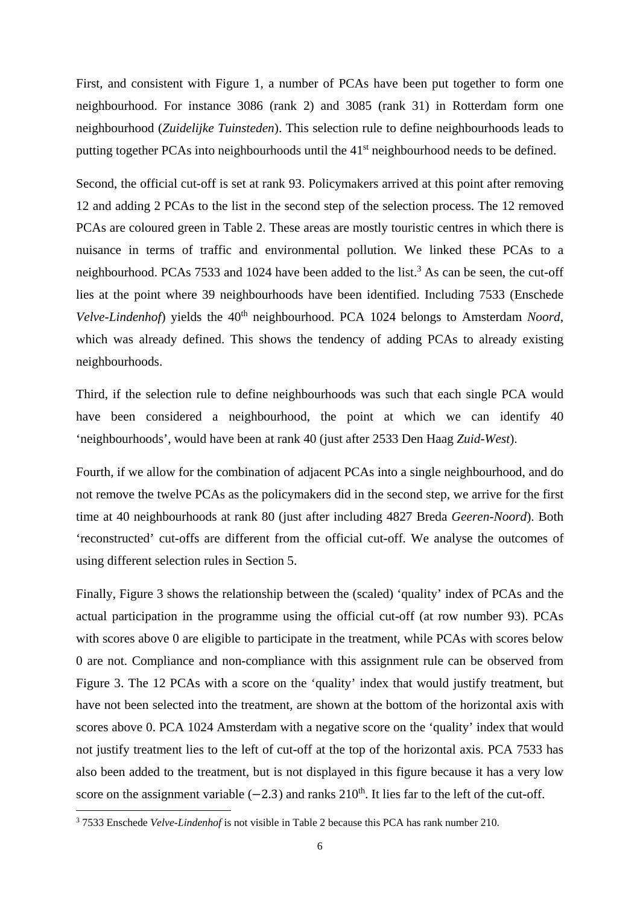First, and consistent with Figure 1, a number of PCAs have been put together to form one neighbourhood. For instance 3086 (rank 2) and 3085 (rank 31) in Rotterdam form one neighbourhood (*Zuidelijke Tuinsteden*). This selection rule to define neighbourhoods leads to putting together PCAs into neighbourhoods until the 41st neighbourhood needs to be defined.

Second, the official cut-off is set at rank 93. Policymakers arrived at this point after removing 12 and adding 2 PCAs to the list in the second step of the selection process. The 12 removed PCAs are coloured green in Table 2. These areas are mostly touristic centres in which there is nuisance in terms of traffic and environmental pollution. We linked these PCAs to a neighbourhood. PCAs 7533 and 1024 have been added to the list.[3] As can be seen, the cut-off lies at the point where 39 neighbourhoods have been identified. Including 7533 (Enschede *Velve-Lindenhof*) yields the 40th neighbourhood. PCA 1024 belongs to Amsterdam *Noord*, which was already defined. This shows the tendency of adding PCAs to already existing neighbourhoods.

Third, if the selection rule to define neighbourhoods was such that each single PCA would have been considered a neighbourhood, the point at which we can identify 40 'neighbourhoods', would have been at rank 40 (just after 2533 Den Haag *Zuid-West*).

Fourth, if we allow for the combination of adjacent PCAs into a single neighbourhood, and do not remove the twelve PCAs as the policymakers did in the second step, we arrive for the first time at 40 neighbourhoods at rank 80 (just after including 4827 Breda *Geeren-Noord*). Both 'reconstructed' cut-offs are different from the official cut-off. We analyse the outcomes of using different selection rules in Section 5.

Finally, Figure 3 shows the relationship between the (scaled) 'quality' index of PCAs and the actual participation in the programme using the official cut-off (at row number 93). PCAs with scores above 0 are eligible to participate in the treatment, while PCAs with scores below 0 are not. Compliance and non-compliance with this assignment rule can be observed from Figure 3. The 12 PCAs with a score on the 'quality' index that would justify treatment, but have not been selected into the treatment, are shown at the bottom of the horizontal axis with scores above 0. PCA 1024 Amsterdam with a negative score on the 'quality' index that would not justify treatment lies to the left of cut-off at the top of the horizontal axis. PCA 7533 has also been added to the treatment, but is not displayed in this figure because it has a very low score on the assignment variable ($-2.3$) and ranks 210th. It lies far to the left of the cut-off.

[3] 7533 Enschede *Velve-Lindenhof* is not visible in Table 2 because this PCA has rank number 210.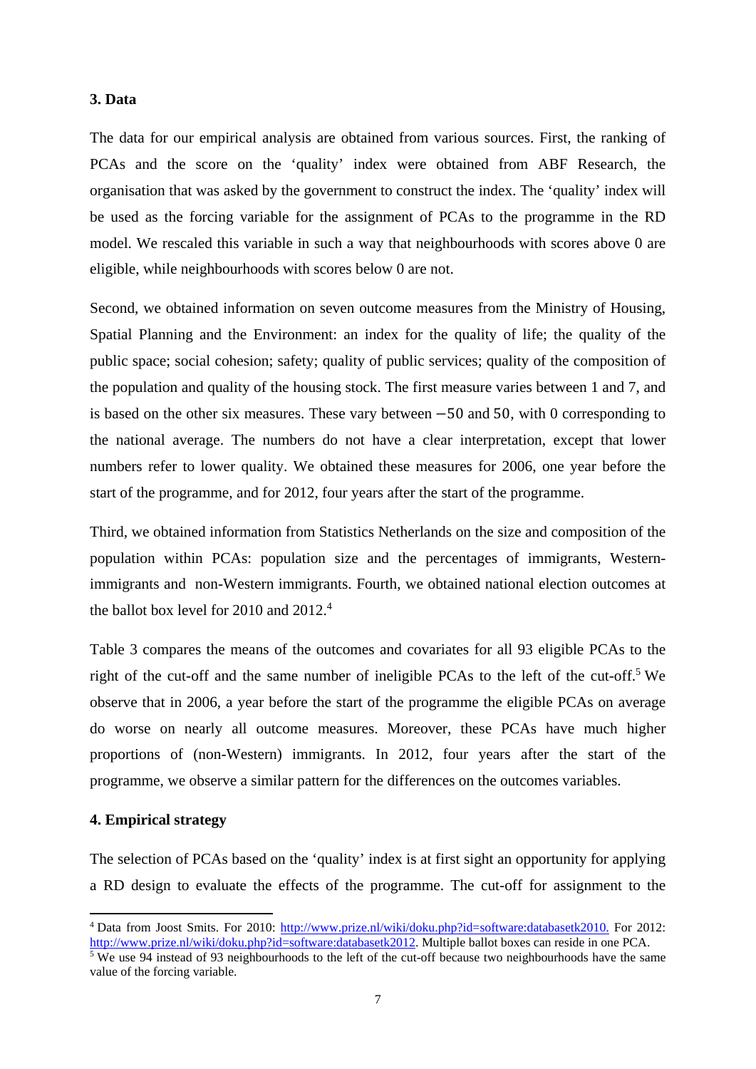### 3. Data

The data for our empirical analysis are obtained from various sources. First, the ranking of PCAs and the score on the 'quality' index were obtained from ABF Research, the organisation that was asked by the government to construct the index. The 'quality' index will be used as the forcing variable for the assignment of PCAs to the programme in the RD model. We rescaled this variable in such a way that neighbourhoods with scores above 0 are eligible, while neighbourhoods with scores below 0 are not.

Second, we obtained information on seven outcome measures from the Ministry of Housing, Spatial Planning and the Environment: an index for the quality of life; the quality of the public space; social cohesion; safety; quality of public services; quality of the composition of the population and quality of the housing stock. The first measure varies between 1 and 7, and is based on the other six measures. These vary between $-50$ and $50$, with 0 corresponding to the national average. The numbers do not have a clear interpretation, except that lower numbers refer to lower quality. We obtained these measures for 2006, one year before the start of the programme, and for 2012, four years after the start of the programme.

Third, we obtained information from Statistics Netherlands on the size and composition of the population within PCAs: population size and the percentages of immigrants, Western-immigrants and non-Western immigrants. Fourth, we obtained national election outcomes at the ballot box level for 2010 and 2012.[4]

Table 3 compares the means of the outcomes and covariates for all 93 eligible PCAs to the right of the cut-off and the same number of ineligible PCAs to the left of the cut-off.[5] We observe that in 2006, a year before the start of the programme the eligible PCAs on average do worse on nearly all outcome measures. Moreover, these PCAs have much higher proportions of (non-Western) immigrants. In 2012, four years after the start of the programme, we observe a similar pattern for the differences on the outcomes variables.

### 4. Empirical strategy

The selection of PCAs based on the 'quality' index is at first sight an opportunity for applying a RD design to evaluate the effects of the programme. The cut-off for assignment to the

---

[4] Data from Joost Smits. For 2010: http://www.prize.nl/wiki/doku.php?id=software:databasetk2010. For 2012: http://www.prize.nl/wiki/doku.php?id=software:databasetk2012. Multiple ballot boxes can reside in one PCA.

[5] We use 94 instead of 93 neighbourhoods to the left of the cut-off because two neighbourhoods have the same value of the forcing variable.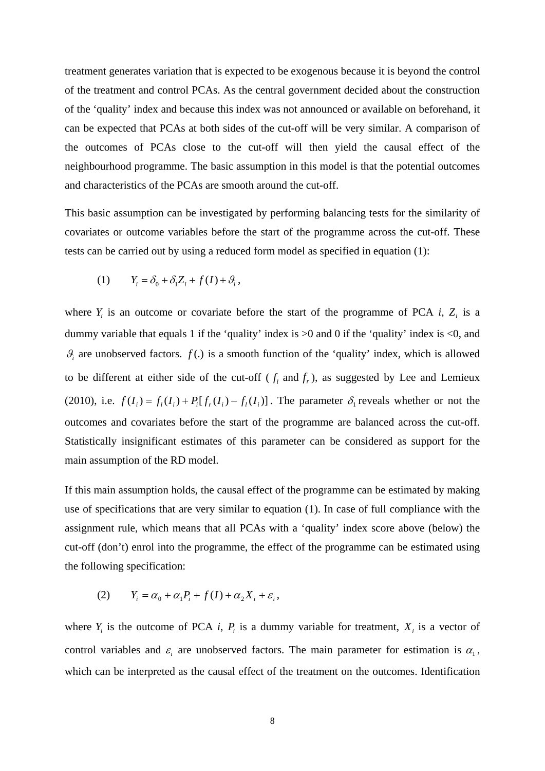treatment generates variation that is expected to be exogenous because it is beyond the control of the treatment and control PCAs. As the central government decided about the construction of the 'quality' index and because this index was not announced or available on beforehand, it can be expected that PCAs at both sides of the cut-off will be very similar. A comparison of the outcomes of PCAs close to the cut-off will then yield the causal effect of the neighbourhood programme. The basic assumption in this model is that the potential outcomes and characteristics of the PCAs are smooth around the cut-off.

This basic assumption can be investigated by performing balancing tests for the similarity of covariates or outcome variables before the start of the programme across the cut-off. These tests can be carried out by using a reduced form model as specified in equation (1):

$$(1) \qquad Y_i = \delta_0 + \delta_1 Z_i + f(I) + \vartheta_i ,$$

where $Y_i$ is an outcome or covariate before the start of the programme of PCA $i$, $Z_i$ is a dummy variable that equals 1 if the 'quality' index is >0 and 0 if the 'quality' index is <0, and $\vartheta_i$ are unobserved factors. $f(.)$ is a smooth function of the 'quality' index, which is allowed to be different at either side of the cut-off ( $f_l$ and $f_r$ ), as suggested by Lee and Lemieux (2010), i.e. $f(I_i) = f_l(I_i) + P_i[f_r(I_i) - f_l(I_i)]$. The parameter $\delta_1$ reveals whether or not the outcomes and covariates before the start of the programme are balanced across the cut-off. Statistically insignificant estimates of this parameter can be considered as support for the main assumption of the RD model.

If this main assumption holds, the causal effect of the programme can be estimated by making use of specifications that are very similar to equation (1). In case of full compliance with the assignment rule, which means that all PCAs with a 'quality' index score above (below) the cut-off (don't) enrol into the programme, the effect of the programme can be estimated using the following specification:

$$(2) \qquad Y_i = \alpha_0 + \alpha_1 P_i + f(I) + \alpha_2 X_i + \varepsilon_i ,$$

where $Y_i$ is the outcome of PCA $i$, $P_i$ is a dummy variable for treatment, $X_i$ is a vector of control variables and $\varepsilon_i$ are unobserved factors. The main parameter for estimation is $\alpha_1$, which can be interpreted as the causal effect of the treatment on the outcomes. Identification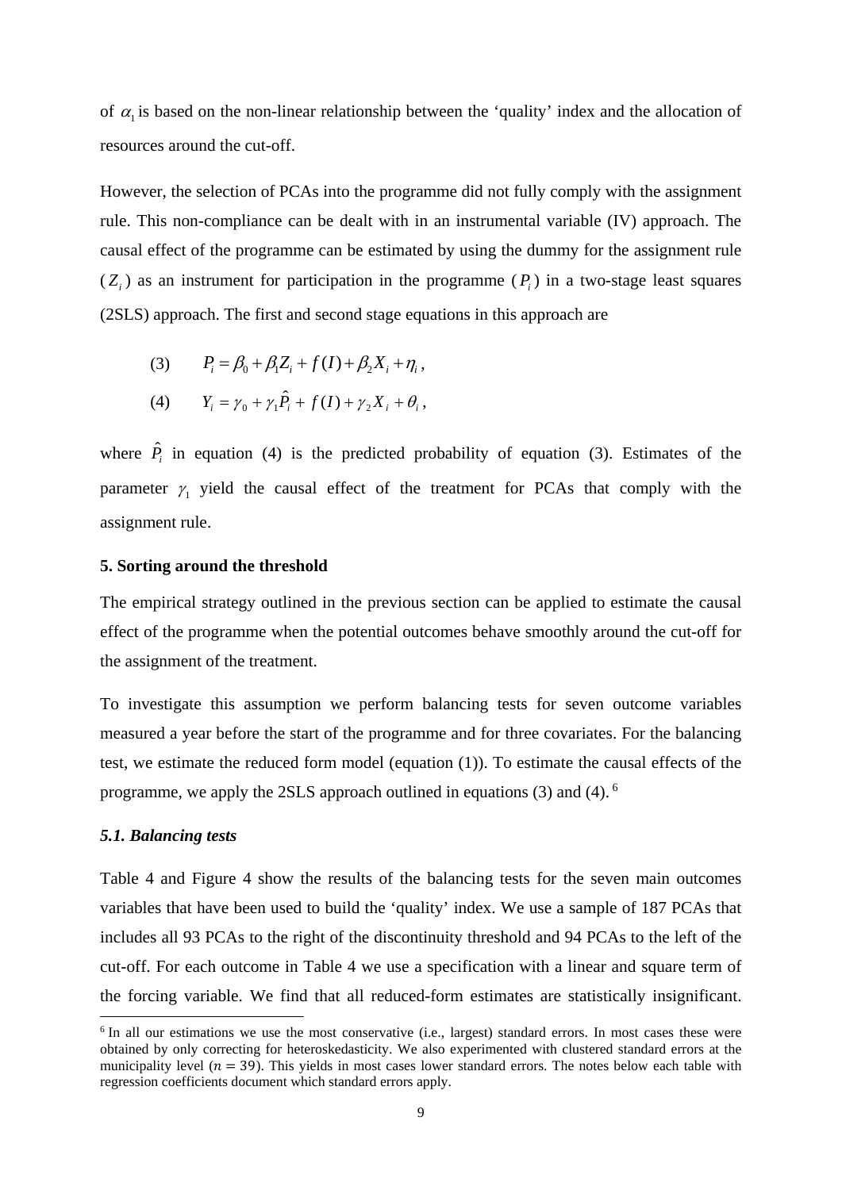of $\alpha_1$ is based on the non-linear relationship between the 'quality' index and the allocation of resources around the cut-off.

However, the selection of PCAs into the programme did not fully comply with the assignment rule. This non-compliance can be dealt with in an instrumental variable (IV) approach. The causal effect of the programme can be estimated by using the dummy for the assignment rule ($Z_i$) as an instrument for participation in the programme ($P_i$) in a two-stage least squares (2SLS) approach. The first and second stage equations in this approach are

$$(3) \qquad P_i = \beta_0 + \beta_1 Z_i + f(I) + \beta_2 X_i + \eta_i ,$$

$$(4) \qquad Y_i = \gamma_0 + \gamma_1 \hat{P}_i + f(I) + \gamma_2 X_i + \theta_i ,$$

where $\hat{P}_i$ in equation (4) is the predicted probability of equation (3). Estimates of the parameter $\gamma_1$ yield the causal effect of the treatment for PCAs that comply with the assignment rule.

## 5. Sorting around the threshold

The empirical strategy outlined in the previous section can be applied to estimate the causal effect of the programme when the potential outcomes behave smoothly around the cut-off for the assignment of the treatment.

To investigate this assumption we perform balancing tests for seven outcome variables measured a year before the start of the programme and for three covariates. For the balancing test, we estimate the reduced form model (equation (1)). To estimate the causal effects of the programme, we apply the 2SLS approach outlined in equations (3) and (4). [6]

### *5.1. Balancing tests*

Table 4 and Figure 4 show the results of the balancing tests for the seven main outcomes variables that have been used to build the 'quality' index. We use a sample of 187 PCAs that includes all 93 PCAs to the right of the discontinuity threshold and 94 PCAs to the left of the cut-off. For each outcome in Table 4 we use a specification with a linear and square term of the forcing variable. We find that all reduced-form estimates are statistically insignificant.

[6] In all our estimations we use the most conservative (i.e., largest) standard errors. In most cases these were obtained by only correcting for heteroskedasticity. We also experimented with clustered standard errors at the municipality level ($n = 39$). This yields in most cases lower standard errors. The notes below each table with regression coefficients document which standard errors apply.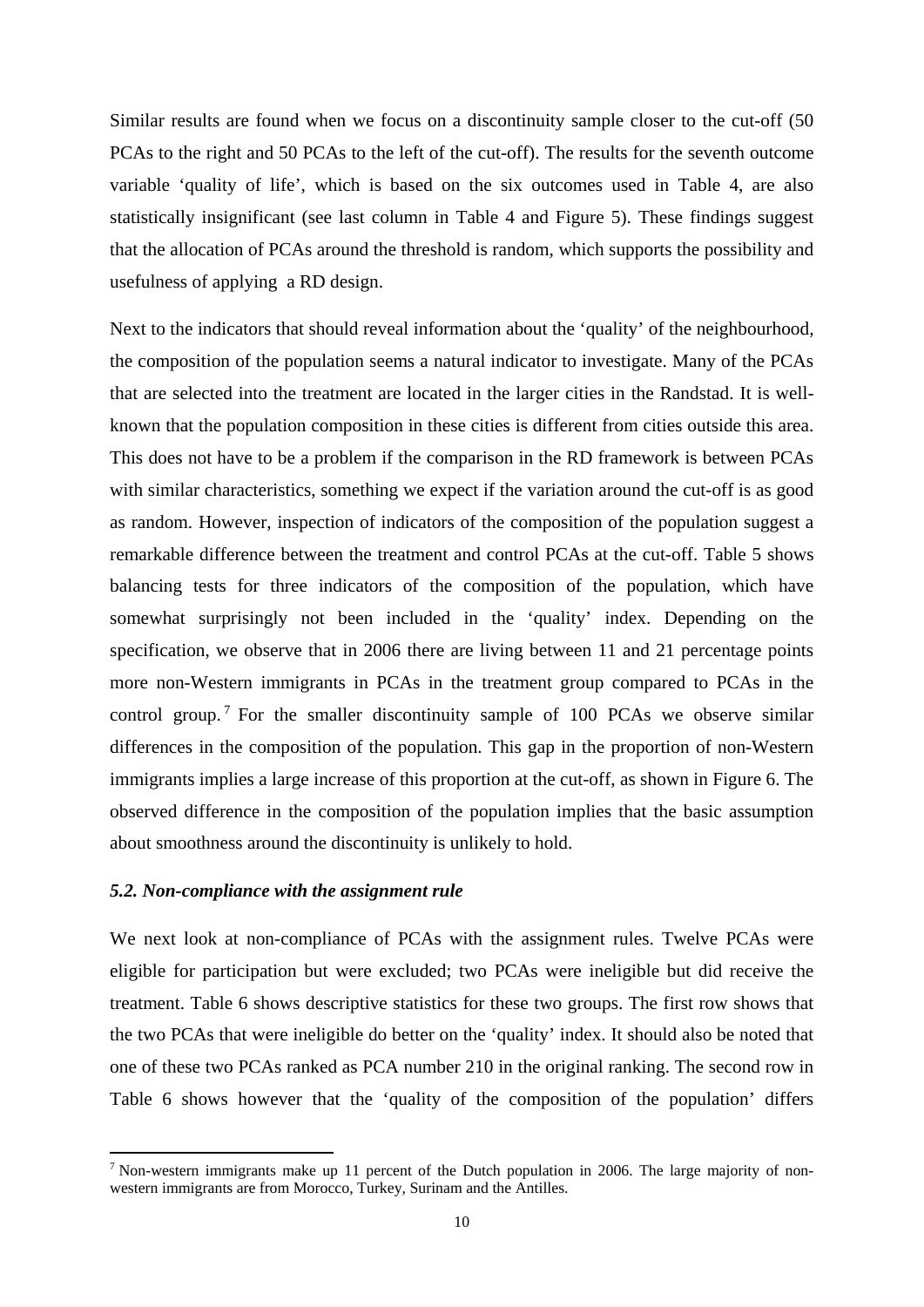Similar results are found when we focus on a discontinuity sample closer to the cut-off (50 PCAs to the right and 50 PCAs to the left of the cut-off). The results for the seventh outcome variable 'quality of life', which is based on the six outcomes used in Table 4, are also statistically insignificant (see last column in Table 4 and Figure 5). These findings suggest that the allocation of PCAs around the threshold is random, which supports the possibility and usefulness of applying a RD design.

Next to the indicators that should reveal information about the 'quality' of the neighbourhood, the composition of the population seems a natural indicator to investigate. Many of the PCAs that are selected into the treatment are located in the larger cities in the Randstad. It is well-known that the population composition in these cities is different from cities outside this area. This does not have to be a problem if the comparison in the RD framework is between PCAs with similar characteristics, something we expect if the variation around the cut-off is as good as random. However, inspection of indicators of the composition of the population suggest a remarkable difference between the treatment and control PCAs at the cut-off. Table 5 shows balancing tests for three indicators of the composition of the population, which have somewhat surprisingly not been included in the 'quality' index. Depending on the specification, we observe that in 2006 there are living between 11 and 21 percentage points more non-Western immigrants in PCAs in the treatment group compared to PCAs in the control group.[7] For the smaller discontinuity sample of 100 PCAs we observe similar differences in the composition of the population. This gap in the proportion of non-Western immigrants implies a large increase of this proportion at the cut-off, as shown in Figure 6. The observed difference in the composition of the population implies that the basic assumption about smoothness around the discontinuity is unlikely to hold.

### *5.2. Non-compliance with the assignment rule*

We next look at non-compliance of PCAs with the assignment rules. Twelve PCAs were eligible for participation but were excluded; two PCAs were ineligible but did receive the treatment. Table 6 shows descriptive statistics for these two groups. The first row shows that the two PCAs that were ineligible do better on the 'quality' index. It should also be noted that one of these two PCAs ranked as PCA number 210 in the original ranking. The second row in Table 6 shows however that the 'quality of the composition of the population' differs

[7] Non-western immigrants make up 11 percent of the Dutch population in 2006. The large majority of non-western immigrants are from Morocco, Turkey, Surinam and the Antilles.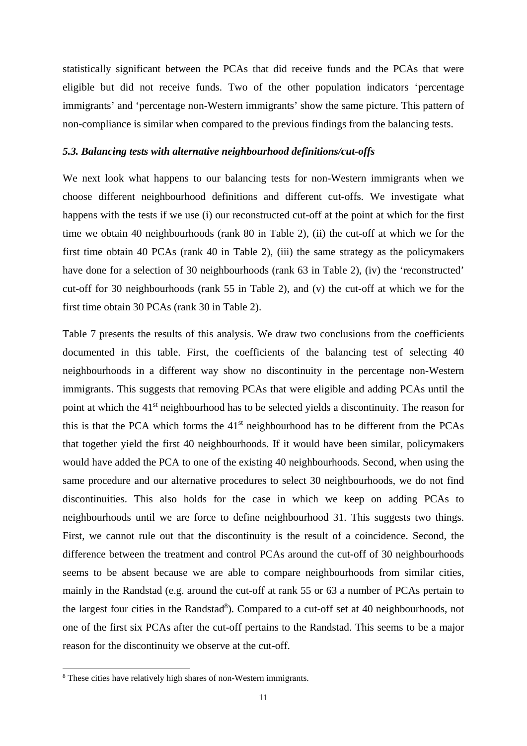statistically significant between the PCAs that did receive funds and the PCAs that were eligible but did not receive funds. Two of the other population indicators 'percentage immigrants' and 'percentage non-Western immigrants' show the same picture. This pattern of non-compliance is similar when compared to the previous findings from the balancing tests.

### *5.3. Balancing tests with alternative neighbourhood definitions/cut-offs*

We next look what happens to our balancing tests for non-Western immigrants when we choose different neighbourhood definitions and different cut-offs. We investigate what happens with the tests if we use (i) our reconstructed cut-off at the point at which for the first time we obtain 40 neighbourhoods (rank 80 in Table 2), (ii) the cut-off at which we for the first time obtain 40 PCAs (rank 40 in Table 2), (iii) the same strategy as the policymakers have done for a selection of 30 neighbourhoods (rank 63 in Table 2), (iv) the 'reconstructed' cut-off for 30 neighbourhoods (rank 55 in Table 2), and (v) the cut-off at which we for the first time obtain 30 PCAs (rank 30 in Table 2).

Table 7 presents the results of this analysis. We draw two conclusions from the coefficients documented in this table. First, the coefficients of the balancing test of selecting 40 neighbourhoods in a different way show no discontinuity in the percentage non-Western immigrants. This suggests that removing PCAs that were eligible and adding PCAs until the point at which the 41st neighbourhood has to be selected yields a discontinuity. The reason for this is that the PCA which forms the 41st neighbourhood has to be different from the PCAs that together yield the first 40 neighbourhoods. If it would have been similar, policymakers would have added the PCA to one of the existing 40 neighbourhoods. Second, when using the same procedure and our alternative procedures to select 30 neighbourhoods, we do not find discontinuities. This also holds for the case in which we keep on adding PCAs to neighbourhoods until we are force to define neighbourhood 31. This suggests two things. First, we cannot rule out that the discontinuity is the result of a coincidence. Second, the difference between the treatment and control PCAs around the cut-off of 30 neighbourhoods seems to be absent because we are able to compare neighbourhoods from similar cities, mainly in the Randstad (e.g. around the cut-off at rank 55 or 63 a number of PCAs pertain to the largest four cities in the Randstad[8]). Compared to a cut-off set at 40 neighbourhoods, not one of the first six PCAs after the cut-off pertains to the Randstad. This seems to be a major reason for the discontinuity we observe at the cut-off.

[8] These cities have relatively high shares of non-Western immigrants.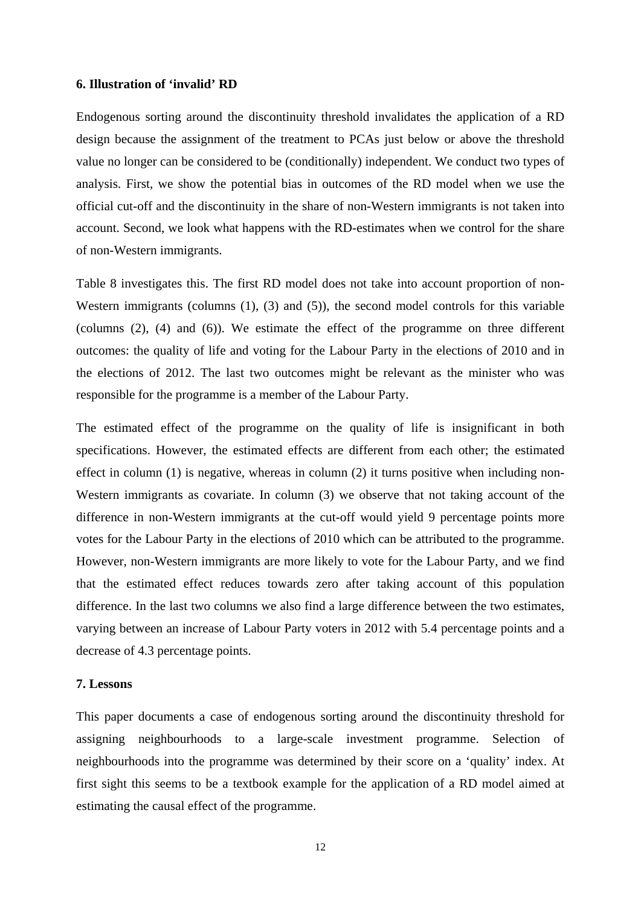## 6. Illustration of 'invalid' RD

Endogenous sorting around the discontinuity threshold invalidates the application of a RD design because the assignment of the treatment to PCAs just below or above the threshold value no longer can be considered to be (conditionally) independent. We conduct two types of analysis. First, we show the potential bias in outcomes of the RD model when we use the official cut-off and the discontinuity in the share of non-Western immigrants is not taken into account. Second, we look what happens with the RD-estimates when we control for the share of non-Western immigrants.

Table 8 investigates this. The first RD model does not take into account proportion of non-Western immigrants (columns (1), (3) and (5)), the second model controls for this variable (columns (2), (4) and (6)). We estimate the effect of the programme on three different outcomes: the quality of life and voting for the Labour Party in the elections of 2010 and in the elections of 2012. The last two outcomes might be relevant as the minister who was responsible for the programme is a member of the Labour Party.

The estimated effect of the programme on the quality of life is insignificant in both specifications. However, the estimated effects are different from each other; the estimated effect in column (1) is negative, whereas in column (2) it turns positive when including non-Western immigrants as covariate. In column (3) we observe that not taking account of the difference in non-Western immigrants at the cut-off would yield 9 percentage points more votes for the Labour Party in the elections of 2010 which can be attributed to the programme. However, non-Western immigrants are more likely to vote for the Labour Party, and we find that the estimated effect reduces towards zero after taking account of this population difference. In the last two columns we also find a large difference between the two estimates, varying between an increase of Labour Party voters in 2012 with 5.4 percentage points and a decrease of 4.3 percentage points.

## 7. Lessons

This paper documents a case of endogenous sorting around the discontinuity threshold for assigning neighbourhoods to a large-scale investment programme. Selection of neighbourhoods into the programme was determined by their score on a 'quality' index. At first sight this seems to be a textbook example for the application of a RD model aimed at estimating the causal effect of the programme.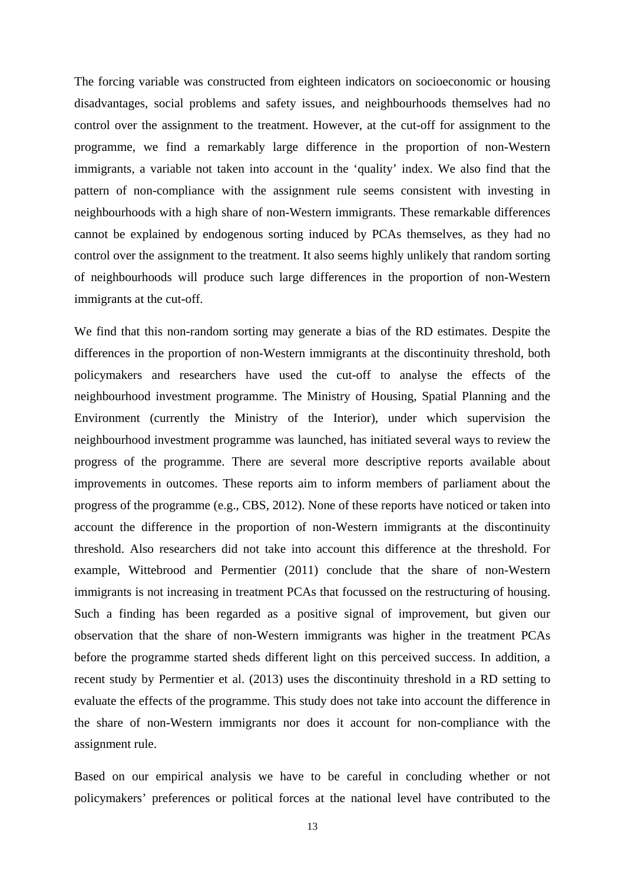The forcing variable was constructed from eighteen indicators on socioeconomic or housing disadvantages, social problems and safety issues, and neighbourhoods themselves had no control over the assignment to the treatment. However, at the cut-off for assignment to the programme, we find a remarkably large difference in the proportion of non-Western immigrants, a variable not taken into account in the 'quality' index. We also find that the pattern of non-compliance with the assignment rule seems consistent with investing in neighbourhoods with a high share of non-Western immigrants. These remarkable differences cannot be explained by endogenous sorting induced by PCAs themselves, as they had no control over the assignment to the treatment. It also seems highly unlikely that random sorting of neighbourhoods will produce such large differences in the proportion of non-Western immigrants at the cut-off.

We find that this non-random sorting may generate a bias of the RD estimates. Despite the differences in the proportion of non-Western immigrants at the discontinuity threshold, both policymakers and researchers have used the cut-off to analyse the effects of the neighbourhood investment programme. The Ministry of Housing, Spatial Planning and the Environment (currently the Ministry of the Interior), under which supervision the neighbourhood investment programme was launched, has initiated several ways to review the progress of the programme. There are several more descriptive reports available about improvements in outcomes. These reports aim to inform members of parliament about the progress of the programme (e.g., CBS, 2012). None of these reports have noticed or taken into account the difference in the proportion of non-Western immigrants at the discontinuity threshold. Also researchers did not take into account this difference at the threshold. For example, Wittebrood and Permentier (2011) conclude that the share of non-Western immigrants is not increasing in treatment PCAs that focussed on the restructuring of housing. Such a finding has been regarded as a positive signal of improvement, but given our observation that the share of non-Western immigrants was higher in the treatment PCAs before the programme started sheds different light on this perceived success. In addition, a recent study by Permentier et al. (2013) uses the discontinuity threshold in a RD setting to evaluate the effects of the programme. This study does not take into account the difference in the share of non-Western immigrants nor does it account for non-compliance with the assignment rule.

Based on our empirical analysis we have to be careful in concluding whether or not policymakers' preferences or political forces at the national level have contributed to the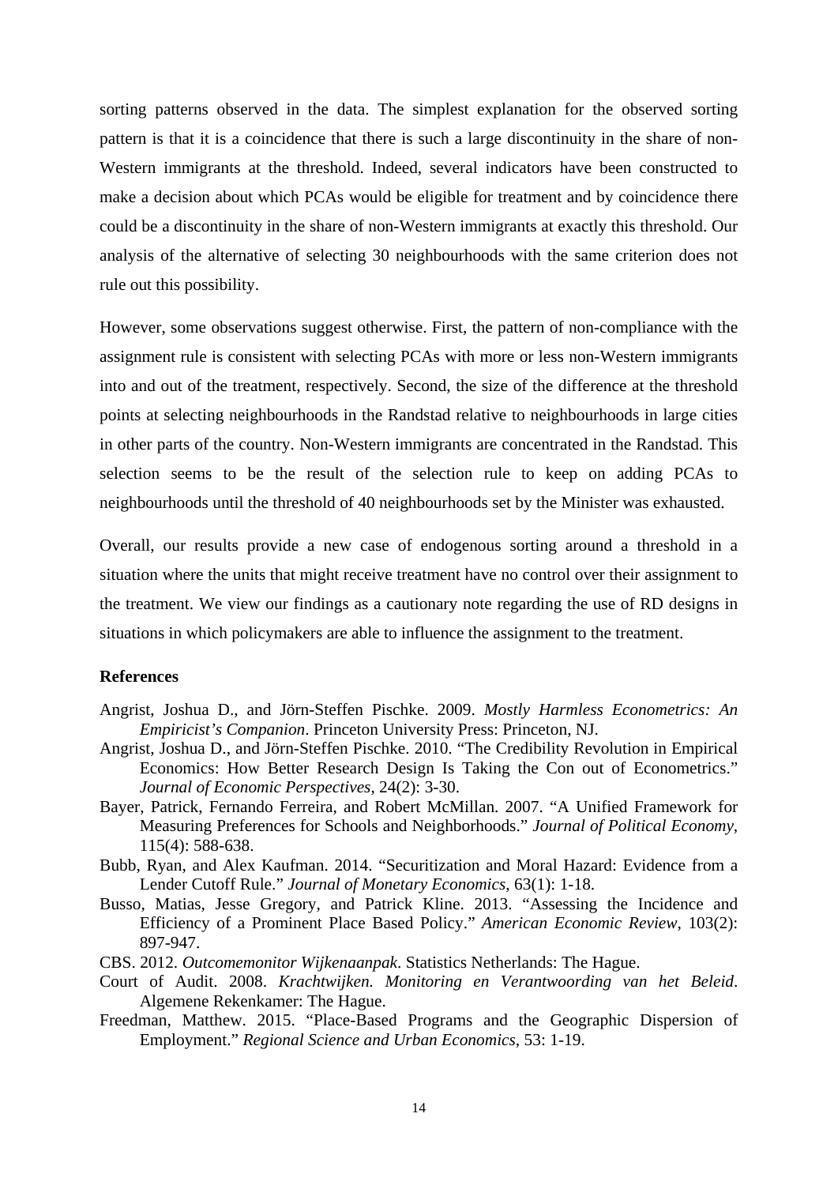sorting patterns observed in the data. The simplest explanation for the observed sorting pattern is that it is a coincidence that there is such a large discontinuity in the share of non-Western immigrants at the threshold. Indeed, several indicators have been constructed to make a decision about which PCAs would be eligible for treatment and by coincidence there could be a discontinuity in the share of non-Western immigrants at exactly this threshold. Our analysis of the alternative of selecting 30 neighbourhoods with the same criterion does not rule out this possibility.

However, some observations suggest otherwise. First, the pattern of non-compliance with the assignment rule is consistent with selecting PCAs with more or less non-Western immigrants into and out of the treatment, respectively. Second, the size of the difference at the threshold points at selecting neighbourhoods in the Randstad relative to neighbourhoods in large cities in other parts of the country. Non-Western immigrants are concentrated in the Randstad. This selection seems to be the result of the selection rule to keep on adding PCAs to neighbourhoods until the threshold of 40 neighbourhoods set by the Minister was exhausted.

Overall, our results provide a new case of endogenous sorting around a threshold in a situation where the units that might receive treatment have no control over their assignment to the treatment. We view our findings as a cautionary note regarding the use of RD designs in situations in which policymakers are able to influence the assignment to the treatment.

## References

Angrist, Joshua D., and Jörn-Steffen Pischke. 2009. *Mostly Harmless Econometrics: An Empiricist's Companion*. Princeton University Press: Princeton, NJ.

Angrist, Joshua D., and Jörn-Steffen Pischke. 2010. "The Credibility Revolution in Empirical Economics: How Better Research Design Is Taking the Con out of Econometrics." *Journal of Economic Perspectives*, 24(2): 3-30.

Bayer, Patrick, Fernando Ferreira, and Robert McMillan. 2007. "A Unified Framework for Measuring Preferences for Schools and Neighborhoods." *Journal of Political Economy*, 115(4): 588-638.

Bubb, Ryan, and Alex Kaufman. 2014. "Securitization and Moral Hazard: Evidence from a Lender Cutoff Rule." *Journal of Monetary Economics*, 63(1): 1-18.

Busso, Matias, Jesse Gregory, and Patrick Kline. 2013. "Assessing the Incidence and Efficiency of a Prominent Place Based Policy." *American Economic Review*, 103(2): 897-947.

CBS. 2012. *Outcomemonitor Wijkenaanpak*. Statistics Netherlands: The Hague.

Court of Audit. 2008. *Krachtwijken. Monitoring en Verantwoording van het Beleid*. Algemene Rekenkamer: The Hague.

Freedman, Matthew. 2015. "Place-Based Programs and the Geographic Dispersion of Employment." *Regional Science and Urban Economics*, 53: 1-19.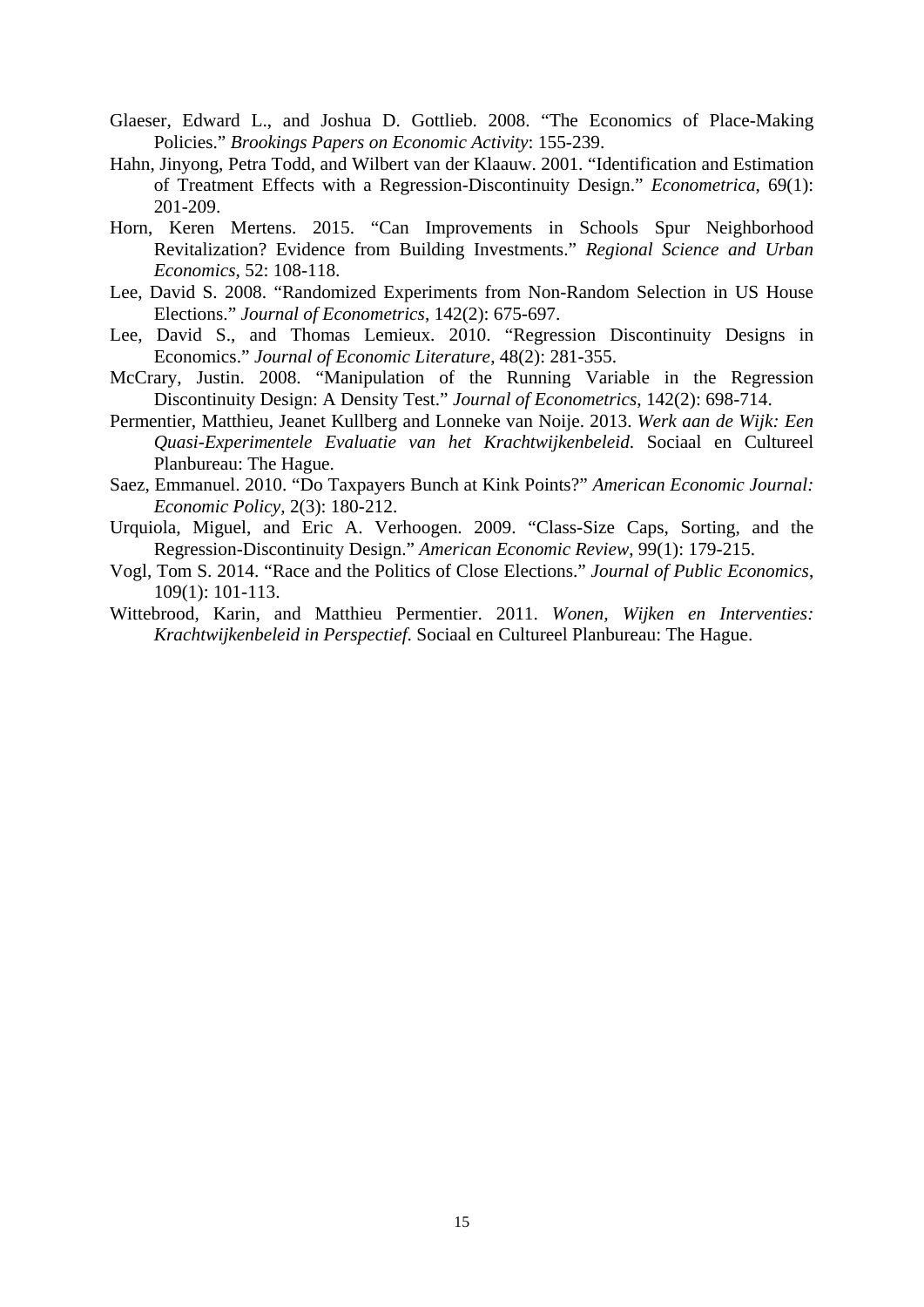Glaeser, Edward L., and Joshua D. Gottlieb. 2008. "The Economics of Place-Making Policies." *Brookings Papers on Economic Activity*: 155-239.

Hahn, Jinyong, Petra Todd, and Wilbert van der Klaauw. 2001. "Identification and Estimation of Treatment Effects with a Regression-Discontinuity Design." *Econometrica*, 69(1): 201-209.

Horn, Keren Mertens. 2015. "Can Improvements in Schools Spur Neighborhood Revitalization? Evidence from Building Investments." *Regional Science and Urban Economics*, 52: 108-118.

Lee, David S. 2008. "Randomized Experiments from Non-Random Selection in US House Elections." *Journal of Econometrics*, 142(2): 675-697.

Lee, David S., and Thomas Lemieux. 2010. "Regression Discontinuity Designs in Economics." *Journal of Economic Literature*, 48(2): 281-355.

McCrary, Justin. 2008. "Manipulation of the Running Variable in the Regression Discontinuity Design: A Density Test." *Journal of Econometrics*, 142(2): 698-714.

Permentier, Matthieu, Jeanet Kullberg and Lonneke van Noije. 2013. *Werk aan de Wijk: Een Quasi-Experimentele Evaluatie van het Krachtwijkenbeleid*. Sociaal en Cultureel Planbureau: The Hague.

Saez, Emmanuel. 2010. "Do Taxpayers Bunch at Kink Points?" *American Economic Journal: Economic Policy*, 2(3): 180-212.

Urquiola, Miguel, and Eric A. Verhoogen. 2009. "Class-Size Caps, Sorting, and the Regression-Discontinuity Design." *American Economic Review*, 99(1): 179-215.

Vogl, Tom S. 2014. "Race and the Politics of Close Elections." *Journal of Public Economics*, 109(1): 101-113.

Wittebrood, Karin, and Matthieu Permentier. 2011. *Wonen, Wijken en Interventies: Krachtwijkenbeleid in Perspectief*. Sociaal en Cultureel Planbureau: The Hague.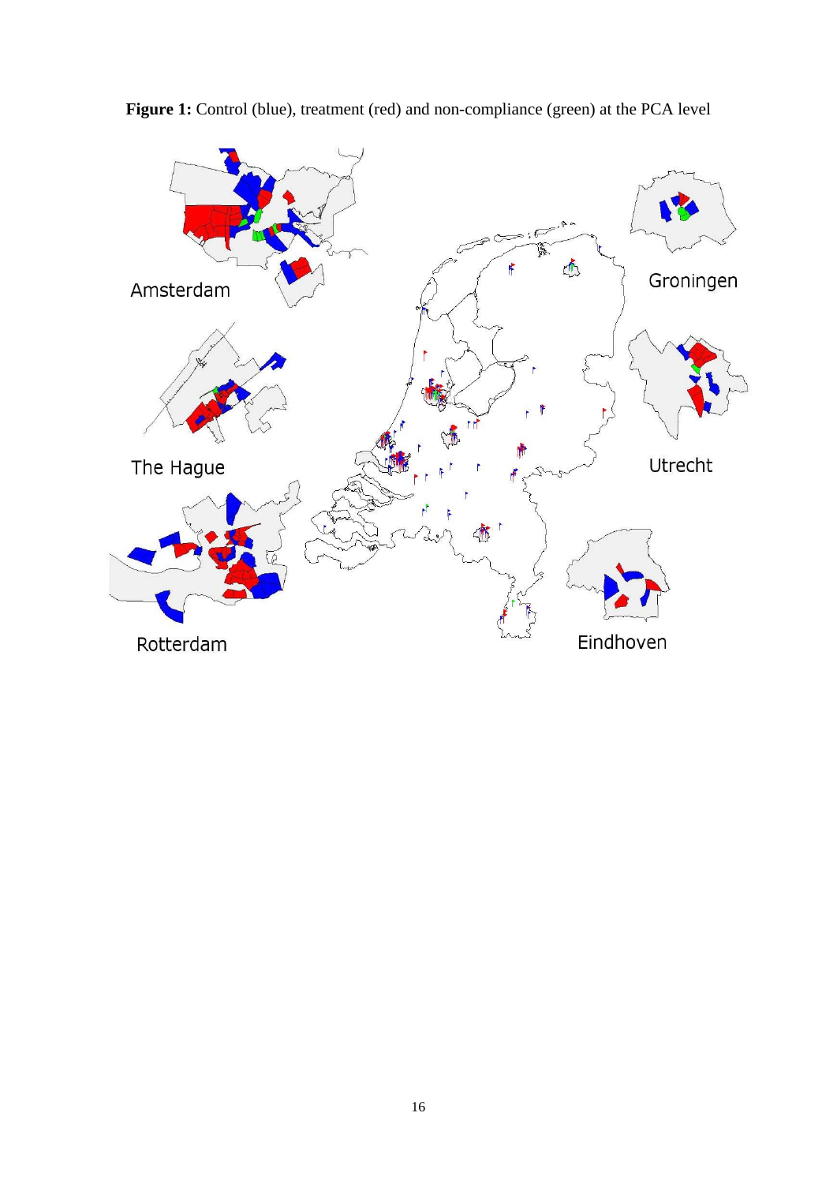**Figure 1:** Control (blue), treatment (red) and non-compliance (green) at the PCA level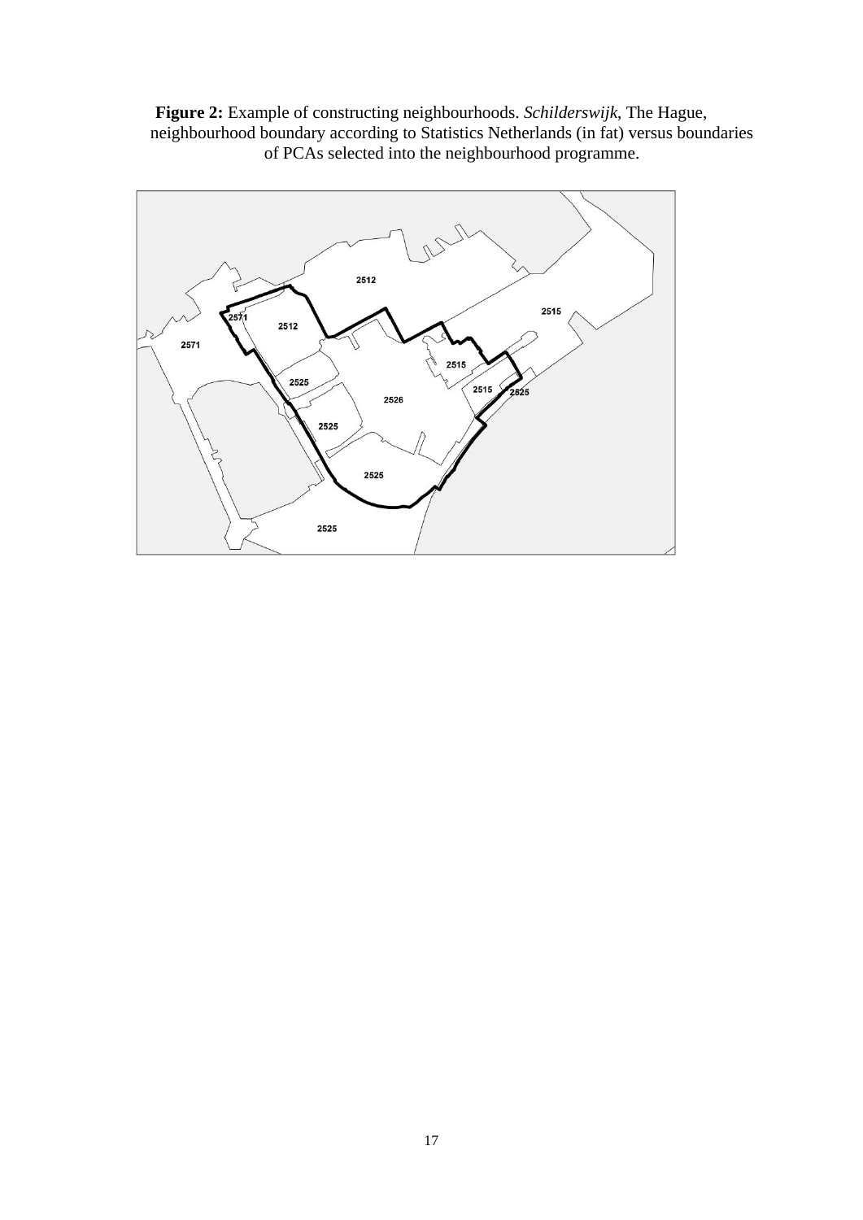**Figure 2:** Example of constructing neighbourhoods. *Schilderswijk*, The Hague, neighbourhood boundary according to Statistics Netherlands (in fat) versus boundaries of PCAs selected into the neighbourhood programme.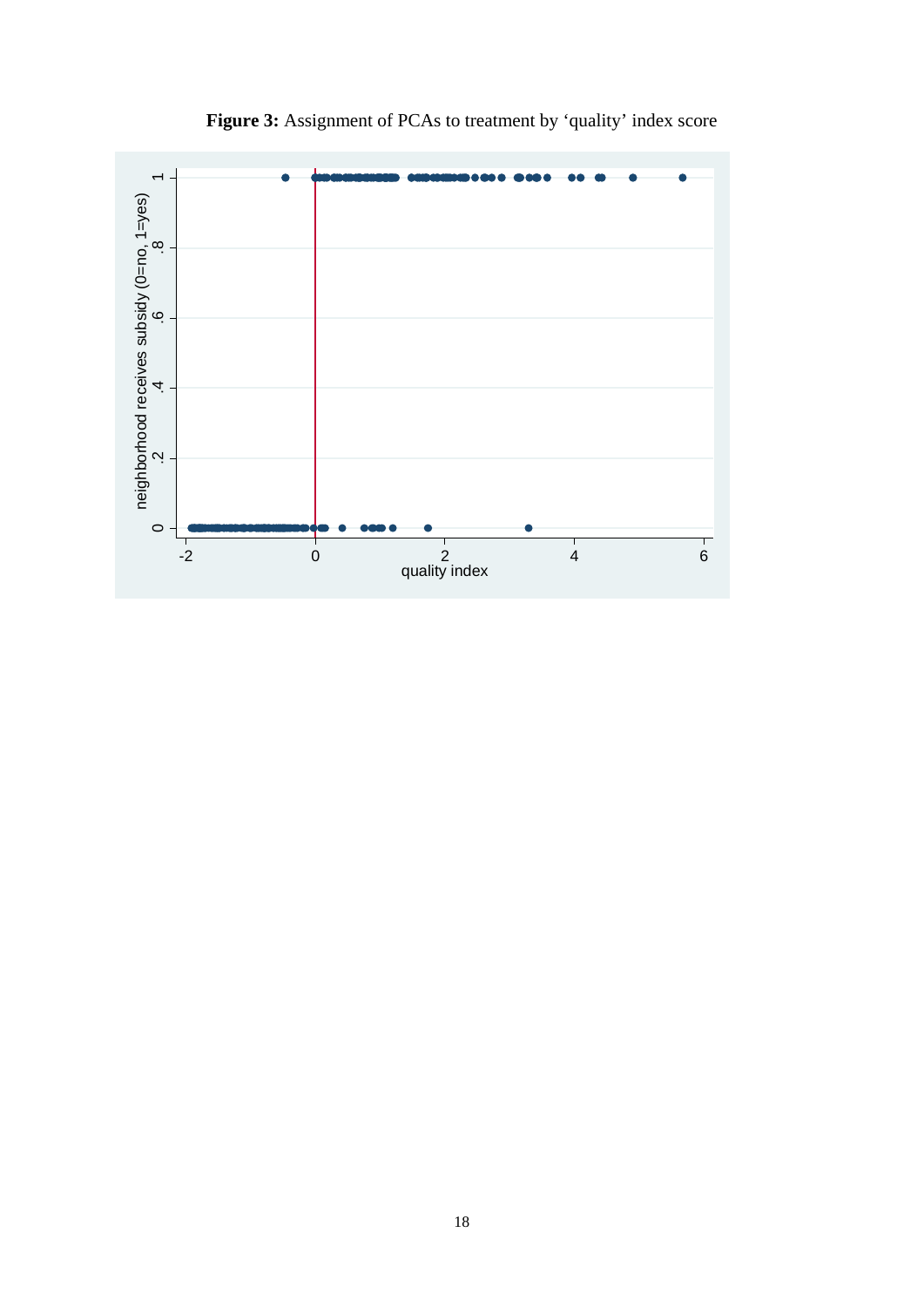**Figure 3:** Assignment of PCAs to treatment by 'quality' index score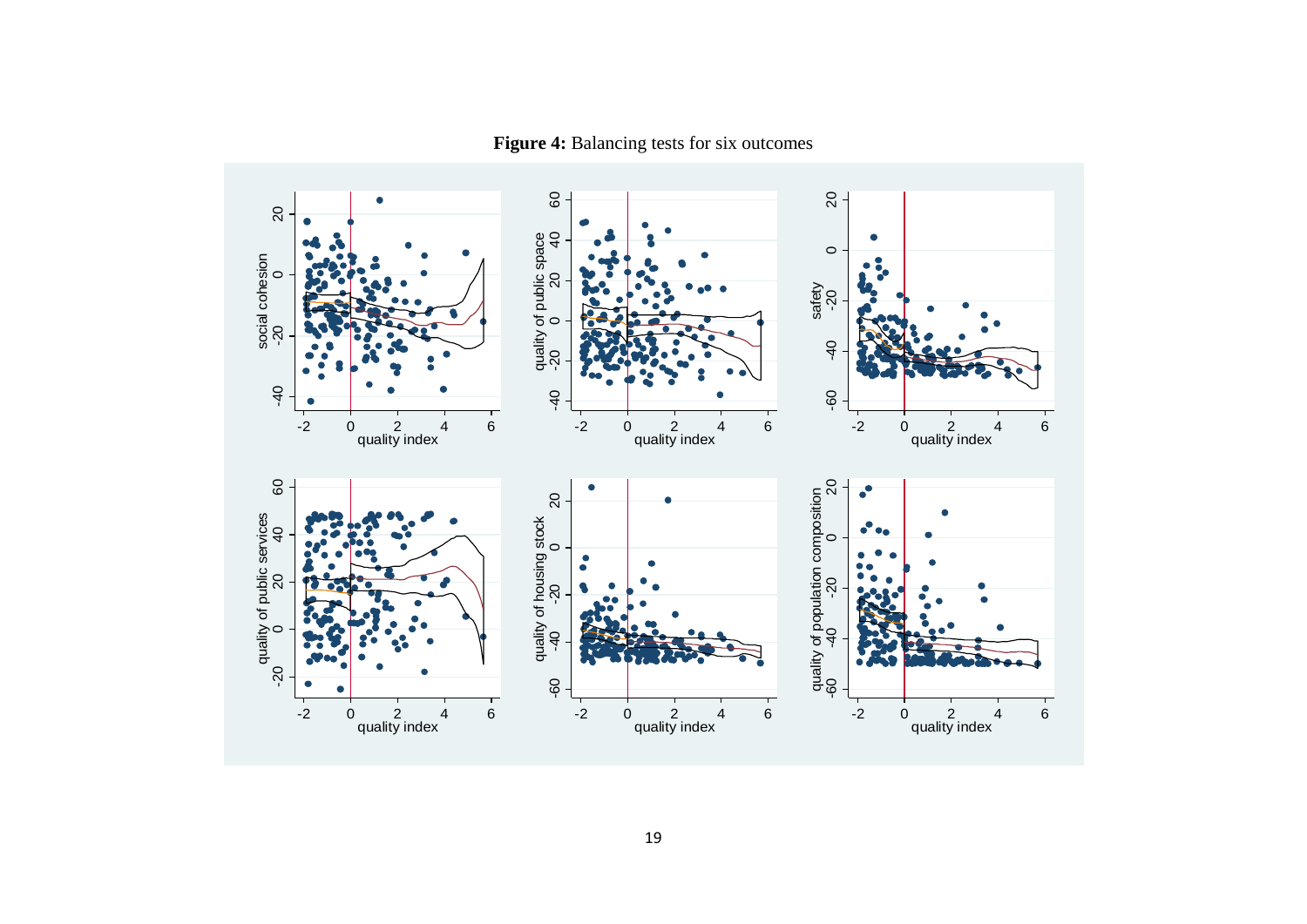**Figure 4:** Balancing tests for six outcomes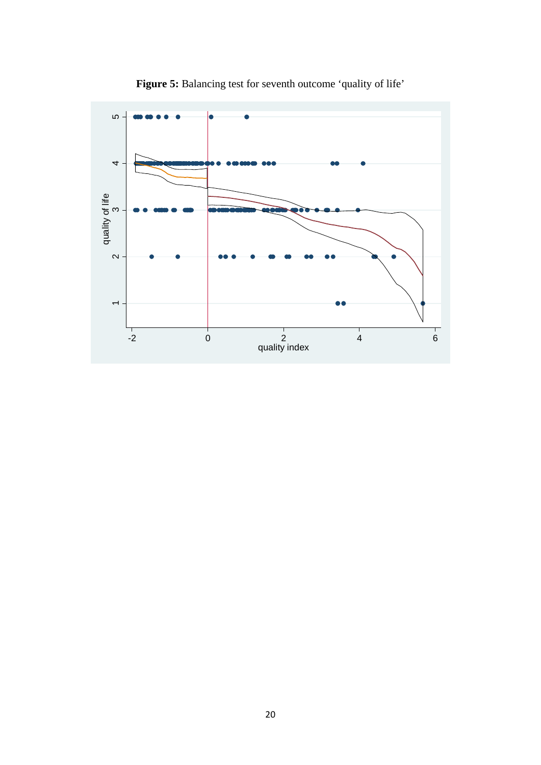**Figure 5:** Balancing test for seventh outcome 'quality of life'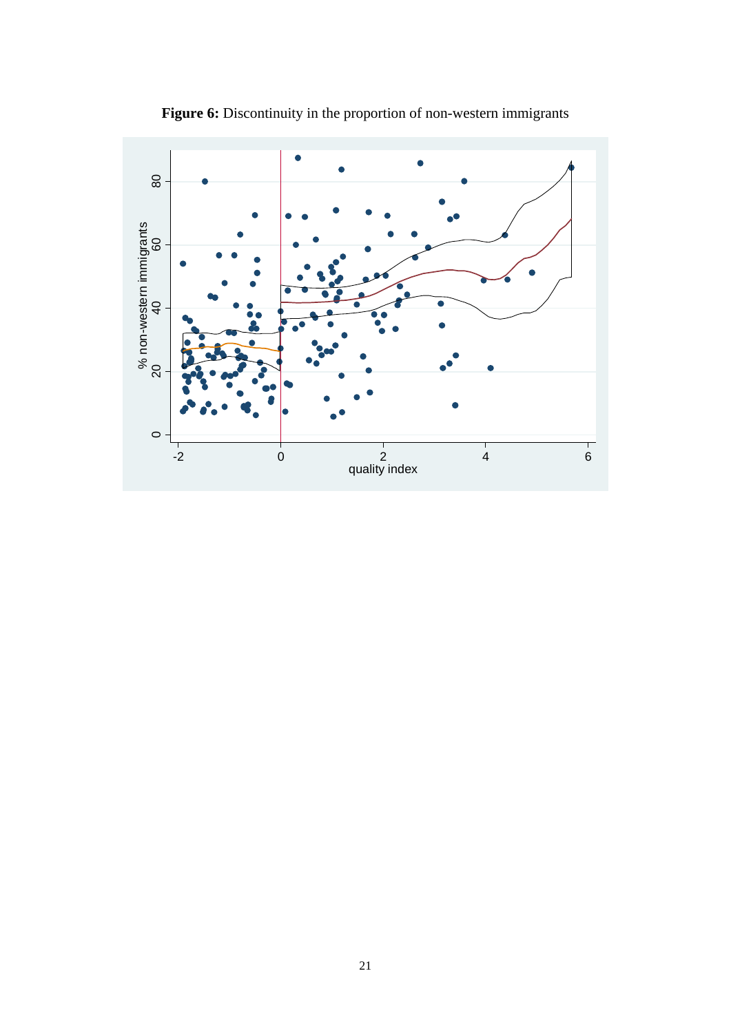**Figure 6:** Discontinuity in the proportion of non-western immigrants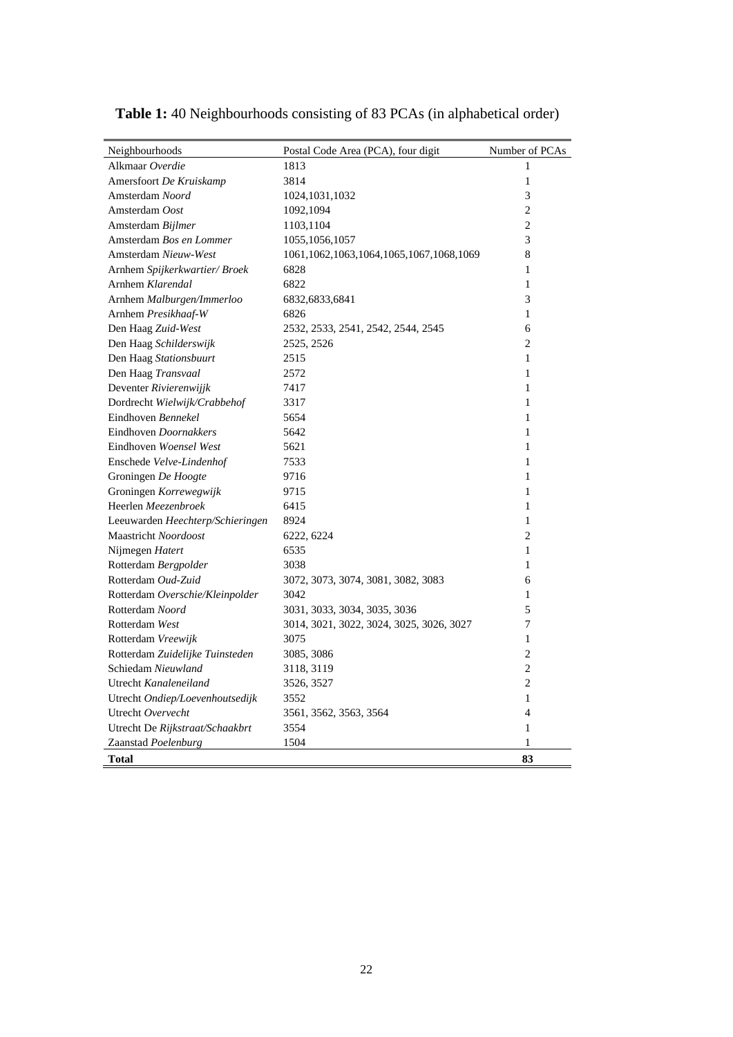**Table 1:** 40 Neighbourhoods consisting of 83 PCAs (in alphabetical order)

| Neighbourhoods | Postal Code Area (PCA), four digit | Number of PCAs |
|---|---|---|
| Alkmaar *Overdie* | 1813 | 1 |
| Amersfoort *De Kruiskamp* | 3814 | 1 |
| Amsterdam *Noord* | 1024,1031,1032 | 3 |
| Amsterdam *Oost* | 1092,1094 | 2 |
| Amsterdam *Bijlmer* | 1103,1104 | 2 |
| Amsterdam *Bos en Lommer* | 1055,1056,1057 | 3 |
| Amsterdam *Nieuw-West* | 1061,1062,1063,1064,1065,1067,1068,1069 | 8 |
| Arnhem *Spijkerkwartier/ Broek* | 6828 | 1 |
| Arnhem *Klarendal* | 6822 | 1 |
| Arnhem *Malburgen/Immerloo* | 6832,6833,6841 | 3 |
| Arnhem *Presikhaaf-W* | 6826 | 1 |
| Den Haag *Zuid-West* | 2532, 2533, 2541, 2542, 2544, 2545 | 6 |
| Den Haag *Schilderswijk* | 2525, 2526 | 2 |
| Den Haag *Stationsbuurt* | 2515 | 1 |
| Den Haag *Transvaal* | 2572 | 1 |
| Deventer *Rivierenwijjk* | 7417 | 1 |
| Dordrecht *Wielwijk/Crabbehof* | 3317 | 1 |
| Eindhoven *Bennekel* | 5654 | 1 |
| Eindhoven *Doornakkers* | 5642 | 1 |
| Eindhoven *Woensel West* | 5621 | 1 |
| Enschede *Velve-Lindenhof* | 7533 | 1 |
| Groningen *De Hoogte* | 9716 | 1 |
| Groningen *Korrewegwijk* | 9715 | 1 |
| Heerlen *Meezenbroek* | 6415 | 1 |
| Leeuwarden *Heechterp/Schieringen* | 8924 | 1 |
| Maastricht *Noordoost* | 6222, 6224 | 2 |
| Nijmegen *Hatert* | 6535 | 1 |
| Rotterdam *Bergpolder* | 3038 | 1 |
| Rotterdam *Oud-Zuid* | 3072, 3073, 3074, 3081, 3082, 3083 | 6 |
| Rotterdam *Overschie/Kleinpolder* | 3042 | 1 |
| Rotterdam *Noord* | 3031, 3033, 3034, 3035, 3036 | 5 |
| Rotterdam *West* | 3014, 3021, 3022, 3024, 3025, 3026, 3027 | 7 |
| Rotterdam *Vreewijk* | 3075 | 1 |
| Rotterdam *Zuidelijke Tuinsteden* | 3085, 3086 | 2 |
| Schiedam *Nieuwland* | 3118, 3119 | 2 |
| Utrecht *Kanaleneiland* | 3526, 3527 | 2 |
| Utrecht *Ondiep/Loevenhoutsedijk* | 3552 | 1 |
| Utrecht *Overvecht* | 3561, 3562, 3563, 3564 | 4 |
| Utrecht De *Rijkstraat/Schaakbrt* | 3554 | 1 |
| Zaanstad *Poelenburg* | 1504 | 1 |
| **Total** | | **83** |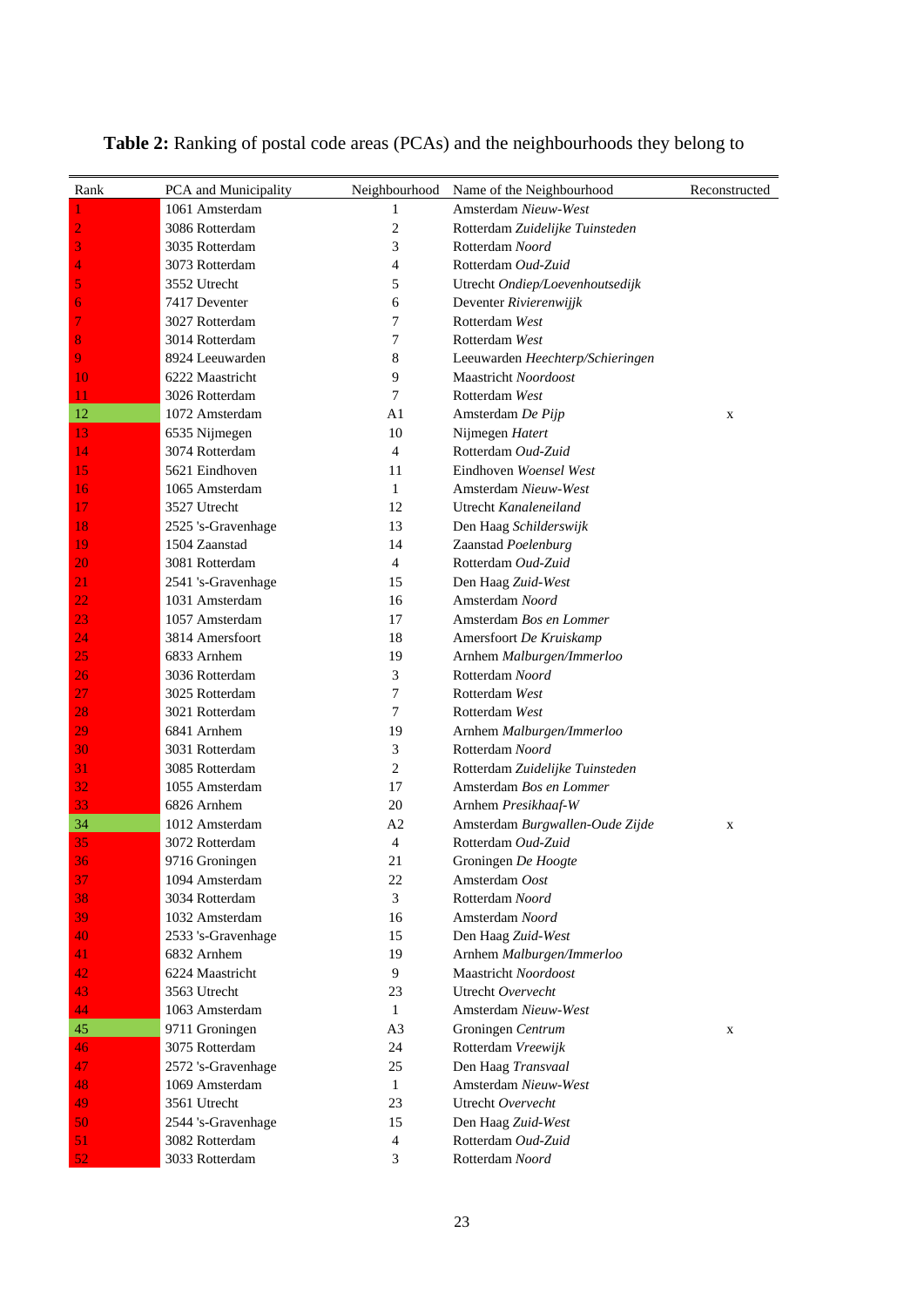**Table 2:** Ranking of postal code areas (PCAs) and the neighbourhoods they belong to

| Rank | PCA and Municipality | Neighbourhood | Name of the Neighbourhood | Reconstructed |
|---|---|---|---|---|
| 1 | 1061 Amsterdam | 1 | Amsterdam *Nieuw-West* | |
| 2 | 3086 Rotterdam | 2 | Rotterdam *Zuidelijke Tuinsteden* | |
| 3 | 3035 Rotterdam | 3 | Rotterdam *Noord* | |
| 4 | 3073 Rotterdam | 4 | Rotterdam *Oud-Zuid* | |
| 5 | 3552 Utrecht | 5 | Utrecht *Ondiep/Loevenhoutsedijk* | |
| 6 | 7417 Deventer | 6 | Deventer *Rivierenwijjk* | |
| 7 | 3027 Rotterdam | 7 | Rotterdam *West* | |
| 8 | 3014 Rotterdam | 7 | Rotterdam *West* | |
| 9 | 8924 Leeuwarden | 8 | Leeuwarden *Heechterp/Schieringen* | |
| 10 | 6222 Maastricht | 9 | Maastricht *Noordoost* | |
| 11 | 3026 Rotterdam | 7 | Rotterdam *West* | |
| 12 | 1072 Amsterdam | A1 | Amsterdam *De Pijp* | x |
| 13 | 6535 Nijmegen | 10 | Nijmegen *Hatert* | |
| 14 | 3074 Rotterdam | 4 | Rotterdam *Oud-Zuid* | |
| 15 | 5621 Eindhoven | 11 | Eindhoven *Woensel West* | |
| 16 | 1065 Amsterdam | 1 | Amsterdam *Nieuw-West* | |
| 17 | 3527 Utrecht | 12 | Utrecht *Kanaleneiland* | |
| 18 | 2525 's-Gravenhage | 13 | Den Haag *Schilderswijk* | |
| 19 | 1504 Zaanstad | 14 | Zaanstad *Poelenburg* | |
| 20 | 3081 Rotterdam | 4 | Rotterdam *Oud-Zuid* | |
| 21 | 2541 's-Gravenhage | 15 | Den Haag *Zuid-West* | |
| 22 | 1031 Amsterdam | 16 | Amsterdam *Noord* | |
| 23 | 1057 Amsterdam | 17 | Amsterdam *Bos en Lommer* | |
| 24 | 3814 Amersfoort | 18 | Amersfoort *De Kruiskamp* | |
| 25 | 6833 Arnhem | 19 | Arnhem *Malburgen/Immerloo* | |
| 26 | 3036 Rotterdam | 3 | Rotterdam *Noord* | |
| 27 | 3025 Rotterdam | 7 | Rotterdam *West* | |
| 28 | 3021 Rotterdam | 7 | Rotterdam *West* | |
| 29 | 6841 Arnhem | 19 | Arnhem *Malburgen/Immerloo* | |
| 30 | 3031 Rotterdam | 3 | Rotterdam *Noord* | |
| 31 | 3085 Rotterdam | 2 | Rotterdam *Zuidelijke Tuinsteden* | |
| 32 | 1055 Amsterdam | 17 | Amsterdam *Bos en Lommer* | |
| 33 | 6826 Arnhem | 20 | Arnhem *Presikhaaf-W* | |
| 34 | 1012 Amsterdam | A2 | Amsterdam *Burgwallen-Oude Zijde* | x |
| 35 | 3072 Rotterdam | 4 | Rotterdam *Oud-Zuid* | |
| 36 | 9716 Groningen | 21 | Groningen *De Hoogte* | |
| 37 | 1094 Amsterdam | 22 | Amsterdam *Oost* | |
| 38 | 3034 Rotterdam | 3 | Rotterdam *Noord* | |
| 39 | 1032 Amsterdam | 16 | Amsterdam *Noord* | |
| 40 | 2533 's-Gravenhage | 15 | Den Haag *Zuid-West* | |
| 41 | 6832 Arnhem | 19 | Arnhem *Malburgen/Immerloo* | |
| 42 | 6224 Maastricht | 9 | Maastricht *Noordoost* | |
| 43 | 3563 Utrecht | 23 | Utrecht *Overvecht* | |
| 44 | 1063 Amsterdam | 1 | Amsterdam *Nieuw-West* | |
| 45 | 9711 Groningen | A3 | Groningen *Centrum* | x |
| 46 | 3075 Rotterdam | 24 | Rotterdam *Vreewijk* | |
| 47 | 2572 's-Gravenhage | 25 | Den Haag *Transvaal* | |
| 48 | 1069 Amsterdam | 1 | Amsterdam *Nieuw-West* | |
| 49 | 3561 Utrecht | 23 | Utrecht *Overvecht* | |
| 50 | 2544 's-Gravenhage | 15 | Den Haag *Zuid-West* | |
| 51 | 3082 Rotterdam | 4 | Rotterdam *Oud-Zuid* | |
| 52 | 3033 Rotterdam | 3 | Rotterdam *Noord* | |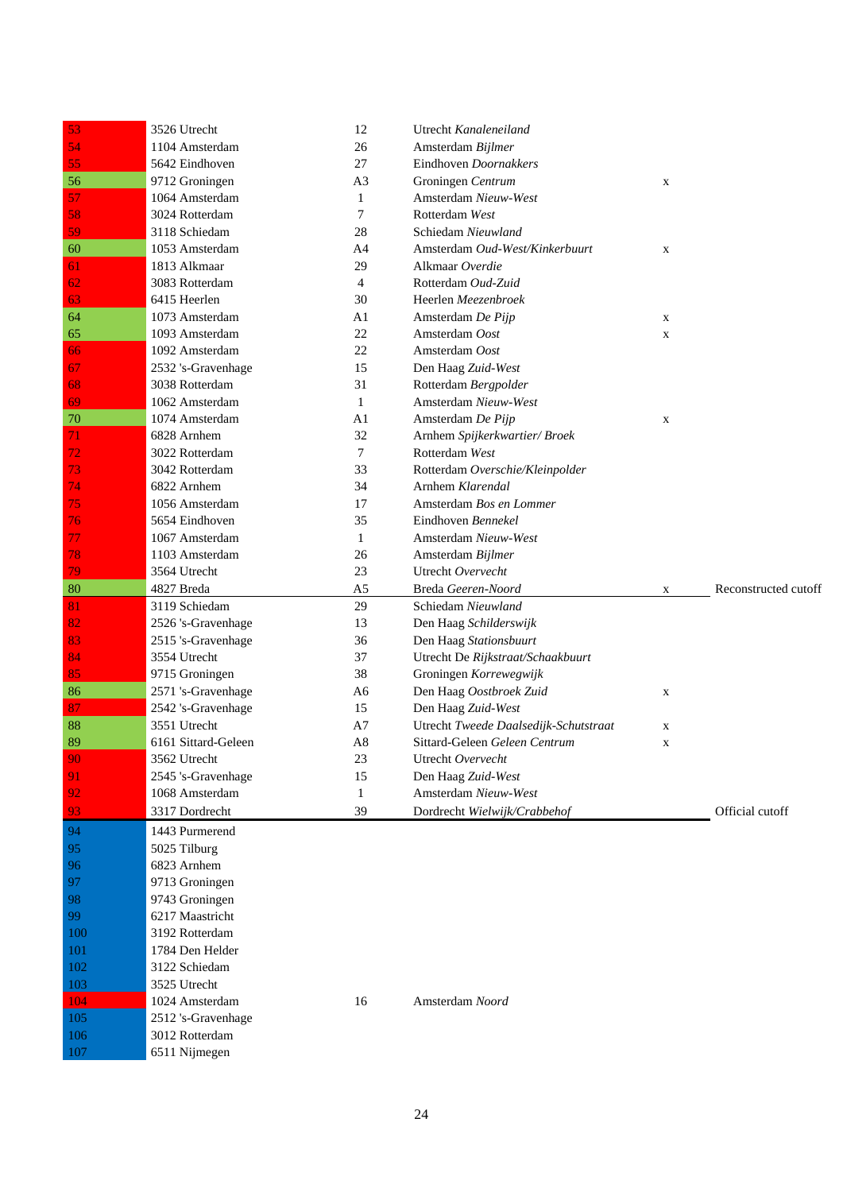| | | | | | |
|---|---|---|---|---|---|
| 53 | 3526 Utrecht | 12 | Utrecht *Kanaleneiland* | | |
| 54 | 1104 Amsterdam | 26 | Amsterdam *Bijlmer* | | |
| 55 | 5642 Eindhoven | 27 | Eindhoven *Doornakkers* | | |
| 56 | 9712 Groningen | A3 | Groningen *Centrum* | x | |
| 57 | 1064 Amsterdam | 1 | Amsterdam *Nieuw-West* | | |
| 58 | 3024 Rotterdam | 7 | Rotterdam *West* | | |
| 59 | 3118 Schiedam | 28 | Schiedam *Nieuwland* | | |
| 60 | 1053 Amsterdam | A4 | Amsterdam *Oud-West/Kinkerbuurt* | x | |
| 61 | 1813 Alkmaar | 29 | Alkmaar *Overdie* | | |
| 62 | 3083 Rotterdam | 4 | Rotterdam *Oud-Zuid* | | |
| 63 | 6415 Heerlen | 30 | Heerlen *Meezenbroek* | | |
| 64 | 1073 Amsterdam | A1 | Amsterdam *De Pijp* | x | |
| 65 | 1093 Amsterdam | 22 | Amsterdam *Oost* | x | |
| 66 | 1092 Amsterdam | 22 | Amsterdam *Oost* | | |
| 67 | 2532 's-Gravenhage | 15 | Den Haag *Zuid-West* | | |
| 68 | 3038 Rotterdam | 31 | Rotterdam *Bergpolder* | | |
| 69 | 1062 Amsterdam | 1 | Amsterdam *Nieuw-West* | | |
| 70 | 1074 Amsterdam | A1 | Amsterdam *De Pijp* | x | |
| 71 | 6828 Arnhem | 32 | Arnhem *Spijkerkwartier/ Broek* | | |
| 72 | 3022 Rotterdam | 7 | Rotterdam *West* | | |
| 73 | 3042 Rotterdam | 33 | Rotterdam *Overschie/Kleinpolder* | | |
| 74 | 6822 Arnhem | 34 | Arnhem *Klarendal* | | |
| 75 | 1056 Amsterdam | 17 | Amsterdam *Bos en Lommer* | | |
| 76 | 5654 Eindhoven | 35 | Eindhoven *Bennekel* | | |
| 77 | 1067 Amsterdam | 1 | Amsterdam *Nieuw-West* | | |
| 78 | 1103 Amsterdam | 26 | Amsterdam *Bijlmer* | | |
| 79 | 3564 Utrecht | 23 | Utrecht *Overvecht* | | |
| 80 | 4827 Breda | A5 | Breda *Geeren-Noord* | x | Reconstructed cutoff |
| 81 | 3119 Schiedam | 29 | Schiedam *Nieuwland* | | |
| 82 | 2526 's-Gravenhage | 13 | Den Haag *Schilderswijk* | | |
| 83 | 2515 's-Gravenhage | 36 | Den Haag *Stationsbuurt* | | |
| 84 | 3554 Utrecht | 37 | Utrecht De *Rijkstraat/Schaakbuurt* | | |
| 85 | 9715 Groningen | 38 | Groningen *Korrewegwijk* | | |
| 86 | 2571 's-Gravenhage | A6 | Den Haag *Oostbroek Zuid* | x | |
| 87 | 2542 's-Gravenhage | 15 | Den Haag *Zuid-West* | | |
| 88 | 3551 Utrecht | A7 | Utrecht *Tweede Daalsedijk-Schutstraat* | x | |
| 89 | 6161 Sittard-Geleen | A8 | Sittard-Geleen *Geleen Centrum* | x | |
| 90 | 3562 Utrecht | 23 | Utrecht *Overvecht* | | |
| 91 | 2545 's-Gravenhage | 15 | Den Haag *Zuid-West* | | |
| 92 | 1068 Amsterdam | 1 | Amsterdam *Nieuw-West* | | |
| 93 | 3317 Dordrecht | 39 | Dordrecht *Wielwijk/Crabbehof* | | Official cutoff |
| 94 | 1443 Purmerend | | | | |
| 95 | 5025 Tilburg | | | | |
| 96 | 6823 Arnhem | | | | |
| 97 | 9713 Groningen | | | | |
| 98 | 9743 Groningen | | | | |
| 99 | 6217 Maastricht | | | | |
| 100 | 3192 Rotterdam | | | | |
| 101 | 1784 Den Helder | | | | |
| 102 | 3122 Schiedam | | | | |
| 103 | 3525 Utrecht | | | | |
| 104 | 1024 Amsterdam | 16 | Amsterdam *Noord* | | |
| 105 | 2512 's-Gravenhage | | | | |
| 106 | 3012 Rotterdam | | | | |
| 107 | 6511 Nijmegen | | | | |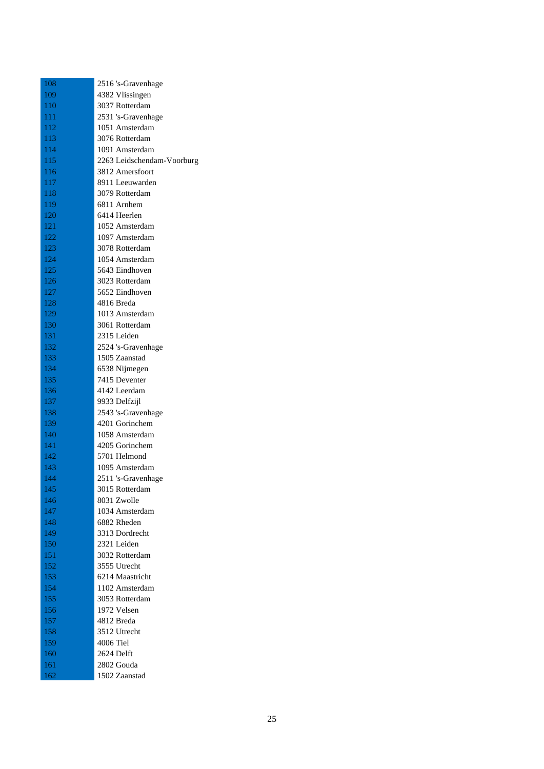| | |
|---|---|
| 108 | 2516 's-Gravenhage |
| 109 | 4382 Vlissingen |
| 110 | 3037 Rotterdam |
| 111 | 2531 's-Gravenhage |
| 112 | 1051 Amsterdam |
| 113 | 3076 Rotterdam |
| 114 | 1091 Amsterdam |
| 115 | 2263 Leidschendam-Voorburg |
| 116 | 3812 Amersfoort |
| 117 | 8911 Leeuwarden |
| 118 | 3079 Rotterdam |
| 119 | 6811 Arnhem |
| 120 | 6414 Heerlen |
| 121 | 1052 Amsterdam |
| 122 | 1097 Amsterdam |
| 123 | 3078 Rotterdam |
| 124 | 1054 Amsterdam |
| 125 | 5643 Eindhoven |
| 126 | 3023 Rotterdam |
| 127 | 5652 Eindhoven |
| 128 | 4816 Breda |
| 129 | 1013 Amsterdam |
| 130 | 3061 Rotterdam |
| 131 | 2315 Leiden |
| 132 | 2524 's-Gravenhage |
| 133 | 1505 Zaanstad |
| 134 | 6538 Nijmegen |
| 135 | 7415 Deventer |
| 136 | 4142 Leerdam |
| 137 | 9933 Delfzijl |
| 138 | 2543 's-Gravenhage |
| 139 | 4201 Gorinchem |
| 140 | 1058 Amsterdam |
| 141 | 4205 Gorinchem |
| 142 | 5701 Helmond |
| 143 | 1095 Amsterdam |
| 144 | 2511 's-Gravenhage |
| 145 | 3015 Rotterdam |
| 146 | 8031 Zwolle |
| 147 | 1034 Amsterdam |
| 148 | 6882 Rheden |
| 149 | 3313 Dordrecht |
| 150 | 2321 Leiden |
| 151 | 3032 Rotterdam |
| 152 | 3555 Utrecht |
| 153 | 6214 Maastricht |
| 154 | 1102 Amsterdam |
| 155 | 3053 Rotterdam |
| 156 | 1972 Velsen |
| 157 | 4812 Breda |
| 158 | 3512 Utrecht |
| 159 | 4006 Tiel |
| 160 | 2624 Delft |
| 161 | 2802 Gouda |
| 162 | 1502 Zaanstad |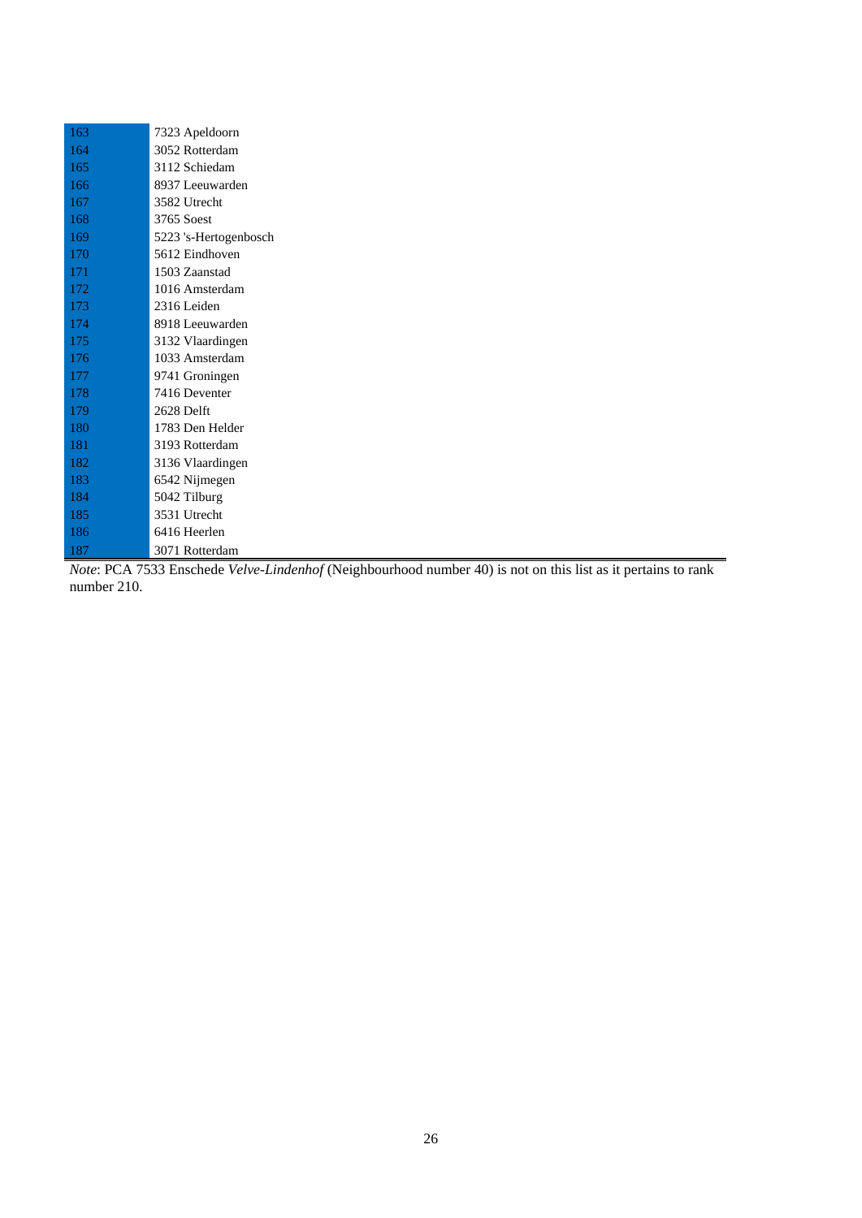| | |
|---|---|
| 163 | 7323 Apeldoorn |
| 164 | 3052 Rotterdam |
| 165 | 3112 Schiedam |
| 166 | 8937 Leeuwarden |
| 167 | 3582 Utrecht |
| 168 | 3765 Soest |
| 169 | 5223 's-Hertogenbosch |
| 170 | 5612 Eindhoven |
| 171 | 1503 Zaanstad |
| 172 | 1016 Amsterdam |
| 173 | 2316 Leiden |
| 174 | 8918 Leeuwarden |
| 175 | 3132 Vlaardingen |
| 176 | 1033 Amsterdam |
| 177 | 9741 Groningen |
| 178 | 7416 Deventer |
| 179 | 2628 Delft |
| 180 | 1783 Den Helder |
| 181 | 3193 Rotterdam |
| 182 | 3136 Vlaardingen |
| 183 | 6542 Nijmegen |
| 184 | 5042 Tilburg |
| 185 | 3531 Utrecht |
| 186 | 6416 Heerlen |
| 187 | 3071 Rotterdam |

*Note*: PCA 7533 Enschede *Velve-Lindenhof* (Neighbourhood number 40) is not on this list as it pertains to rank number 210.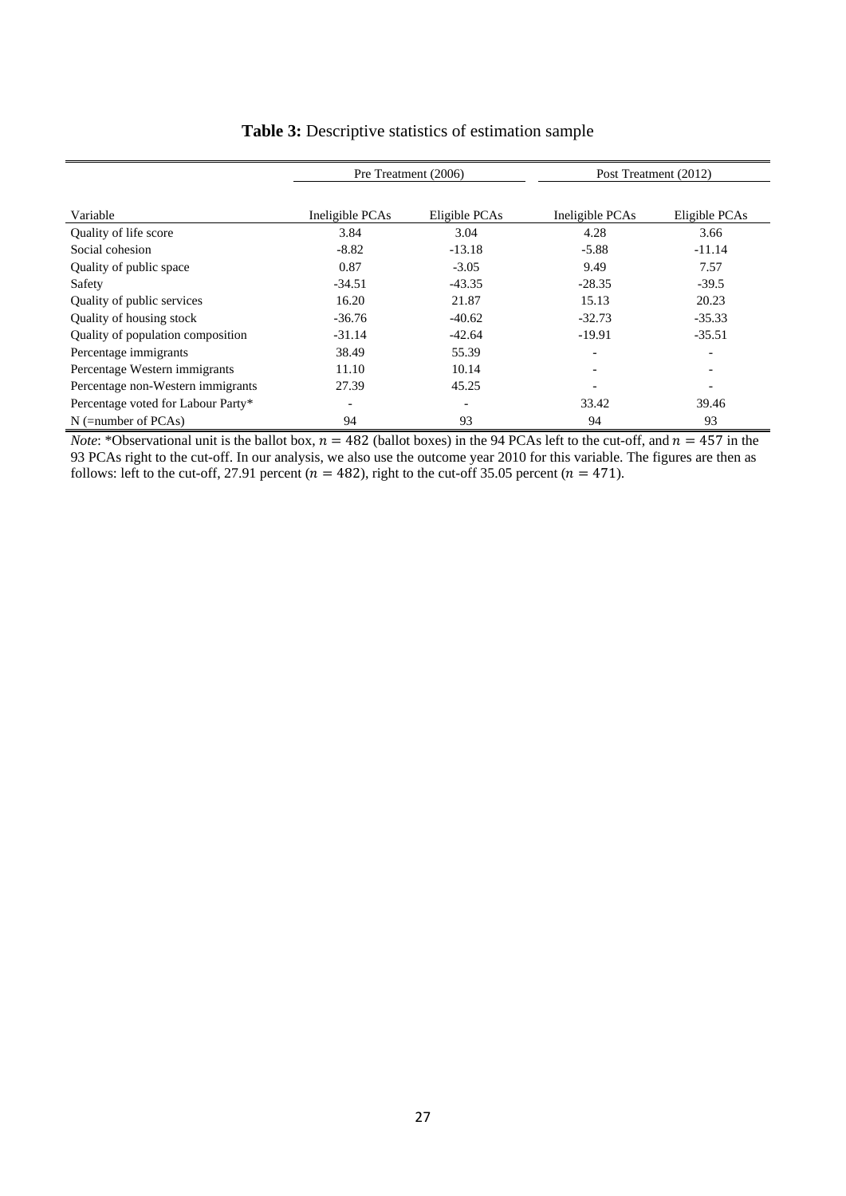**Table 3:** Descriptive statistics of estimation sample

| | Pre Treatment (2006) | | Post Treatment (2012) | |
|---|---|---|---|---|
| Variable | Ineligible PCAs | Eligible PCAs | Ineligible PCAs | Eligible PCAs |
| Quality of life score | 3.84 | 3.04 | 4.28 | 3.66 |
| Social cohesion | -8.82 | -13.18 | -5.88 | -11.14 |
| Quality of public space | 0.87 | -3.05 | 9.49 | 7.57 |
| Safety | -34.51 | -43.35 | -28.35 | -39.5 |
| Quality of public services | 16.20 | 21.87 | 15.13 | 20.23 |
| Quality of housing stock | -36.76 | -40.62 | -32.73 | -35.33 |
| Quality of population composition | -31.14 | -42.64 | -19.91 | -35.51 |
| Percentage immigrants | 38.49 | 55.39 | - | - |
| Percentage Western immigrants | 11.10 | 10.14 | - | - |
| Percentage non-Western immigrants | 27.39 | 45.25 | - | - |
| Percentage voted for Labour Party* | - | - | 33.42 | 39.46 |
| N (=number of PCAs) | 94 | 93 | 94 | 93 |

*Note*: *Observational unit is the ballot box, $n = 482$ (ballot boxes) in the 94 PCAs left to the cut-off, and $n = 457$ in the 93 PCAs right to the cut-off. In our analysis, we also use the outcome year 2010 for this variable. The figures are then as follows: left to the cut-off, 27.91 percent ($n = 482$), right to the cut-off 35.05 percent ($n = 471$).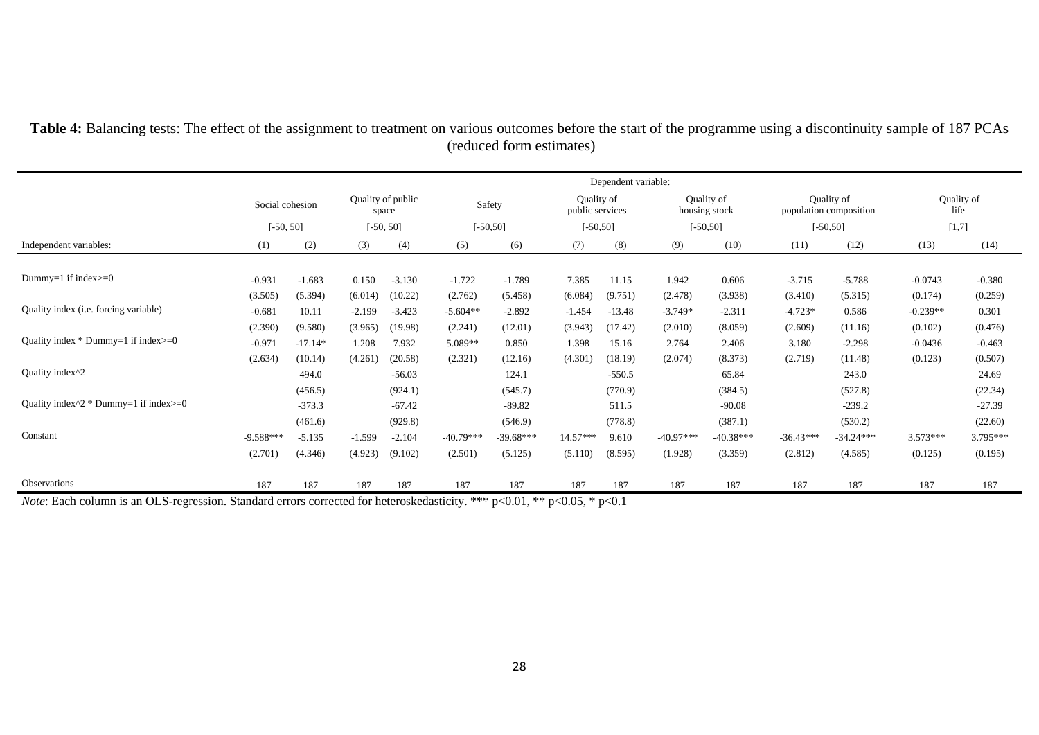**Table 4:** Balancing tests: The effect of the assignment to treatment on various outcomes before the start of the programme using a discontinuity sample of 187 PCAs (reduced form estimates)

| | Dependent variable: | | | | | | | | | | | | | |
|---|---|---|---|---|---|---|---|---|---|---|---|---|---|---|
| | Social cohesion | | Quality of public space | | Safety | | Quality of public services | | Quality of housing stock | | Quality of population composition | | Quality of life | |
| | [-50, 50] | | [-50, 50] | | [-50,50] | | [-50,50] | | [-50,50] | | [-50,50] | | [1,7] | |
| Independent variables: | (1) | (2) | (3) | (4) | (5) | (6) | (7) | (8) | (9) | (10) | (11) | (12) | (13) | (14) |
| Dummy=1 if index>=0 | -0.931 | -1.683 | 0.150 | -3.130 | -1.722 | -1.789 | 7.385 | 11.15 | 1.942 | 0.606 | -3.715 | -5.788 | -0.0743 | -0.380 |
| | (3.505) | (5.394) | (6.014) | (10.22) | (2.762) | (5.458) | (6.084) | (9.751) | (2.478) | (3.938) | (3.410) | (5.315) | (0.174) | (0.259) |
| Quality index (i.e. forcing variable) | -0.681 | 10.11 | -2.199 | -3.423 | -5.604** | -2.892 | -1.454 | -13.48 | -3.749* | -2.311 | -4.723* | 0.586 | -0.239** | 0.301 |
| | (2.390) | (9.580) | (3.965) | (19.98) | (2.241) | (12.01) | (3.943) | (17.42) | (2.010) | (8.059) | (2.609) | (11.16) | (0.102) | (0.476) |
| Quality index * Dummy=1 if index>=0 | -0.971 | -17.14* | 1.208 | 7.932 | 5.089** | 0.850 | 1.398 | 15.16 | 2.764 | 2.406 | 3.180 | -2.298 | -0.0436 | -0.463 |
| | (2.634) | (10.14) | (4.261) | (20.58) | (2.321) | (12.16) | (4.301) | (18.19) | (2.074) | (8.373) | (2.719) | (11.48) | (0.123) | (0.507) |
| Quality index^2 | | 494.0 | | -56.03 | | 124.1 | | -550.5 | | 65.84 | | 243.0 | | 24.69 |
| | | (456.5) | | (924.1) | | (545.7) | | (770.9) | | (384.5) | | (527.8) | | (22.34) |
| Quality index^2 * Dummy=1 if index>=0 | | -373.3 | | -67.42 | | -89.82 | | 511.5 | | -90.08 | | -239.2 | | -27.39 |
| | | (461.6) | | (929.8) | | (546.9) | | (778.8) | | (387.1) | | (530.2) | | (22.60) |
| Constant | -9.588*** | -5.135 | -1.599 | -2.104 | -40.79*** | -39.68*** | 14.57*** | 9.610 | -40.97*** | -40.38*** | -36.43*** | -34.24*** | 3.573*** | 3.795*** |
| | (2.701) | (4.346) | (4.923) | (9.102) | (2.501) | (5.125) | (5.110) | (8.595) | (1.928) | (3.359) | (2.812) | (4.585) | (0.125) | (0.195) |
| Observations | 187 | 187 | 187 | 187 | 187 | 187 | 187 | 187 | 187 | 187 | 187 | 187 | 187 | 187 |

*Note*: Each column is an OLS-regression. Standard errors corrected for heteroskedasticity. *** p<0.01, ** p<0.05, * p<0.1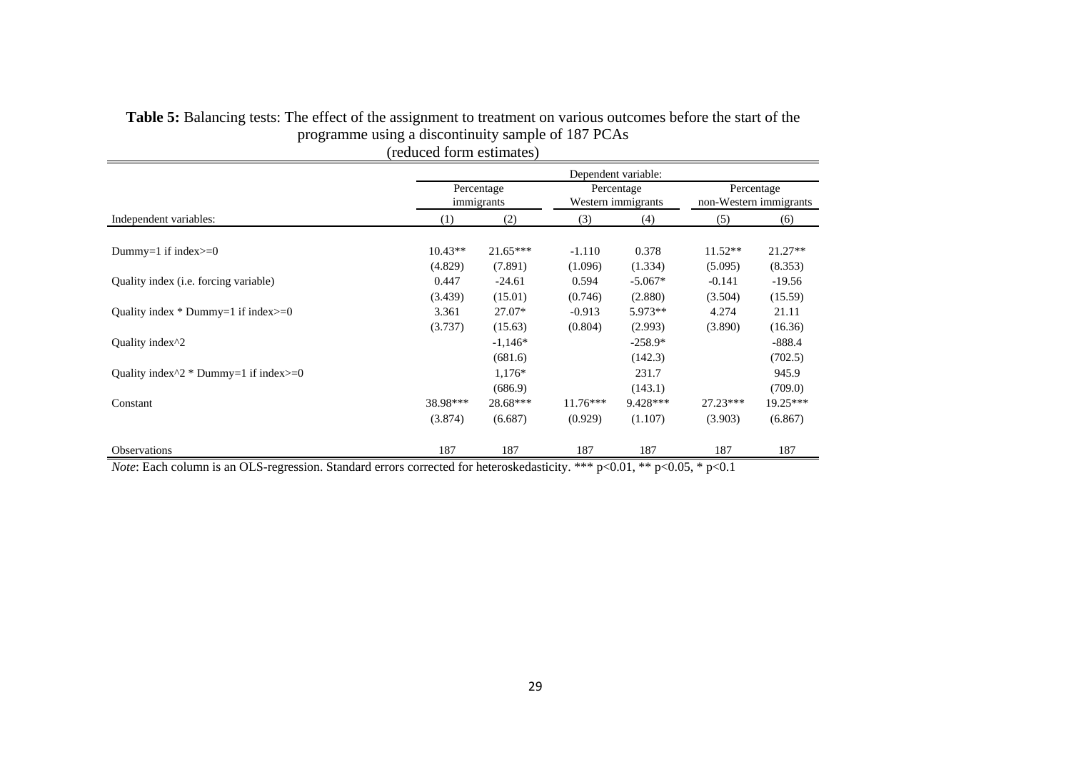**Table 5:** Balancing tests: The effect of the assignment to treatment on various outcomes before the start of the programme using a discontinuity sample of 187 PCAs (reduced form estimates)

| | Dependent variable: | | | | | |
|---|---|---|---|---|---|---|
| | Percentage immigrants | | Percentage Western immigrants | | Percentage non-Western immigrants | |
| Independent variables: | (1) | (2) | (3) | (4) | (5) | (6) |
| Dummy=1 if index>=0 | 10.43** | 21.65*** | -1.110 | 0.378 | 11.52** | 21.27** |
| | (4.829) | (7.891) | (1.096) | (1.334) | (5.095) | (8.353) |
| Quality index (i.e. forcing variable) | 0.447 | -24.61 | 0.594 | -5.067* | -0.141 | -19.56 |
| | (3.439) | (15.01) | (0.746) | (2.880) | (3.504) | (15.59) |
| Quality index * Dummy=1 if index>=0 | 3.361 | 27.07* | -0.913 | 5.973** | 4.274 | 21.11 |
| | (3.737) | (15.63) | (0.804) | (2.993) | (3.890) | (16.36) |
| Quality index^2 | | -1,146* | | -258.9* | | -888.4 |
| | | (681.6) | | (142.3) | | (702.5) |
| Quality index^2 * Dummy=1 if index>=0 | | 1,176* | | 231.7 | | 945.9 |
| | | (686.9) | | (143.1) | | (709.0) |
| Constant | 38.98*** | 28.68*** | 11.76*** | 9.428*** | 27.23*** | 19.25*** |
| | (3.874) | (6.687) | (0.929) | (1.107) | (3.903) | (6.867) |
| Observations | 187 | 187 | 187 | 187 | 187 | 187 |

*Note*: Each column is an OLS-regression. Standard errors corrected for heteroskedasticity. *** p<0.01, ** p<0.05, * p<0.1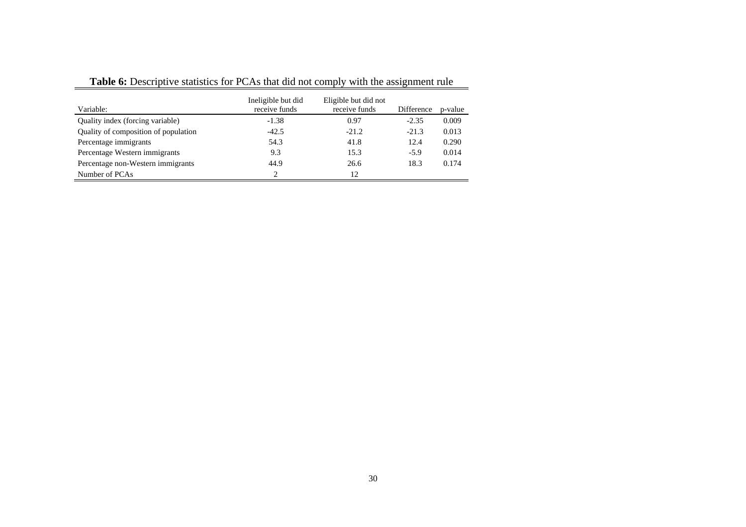**Table 6:** Descriptive statistics for PCAs that did not comply with the assignment rule

| Variable: | Ineligible but did receive funds | Eligible but did not receive funds | Difference | p-value |
|---|---|---|---|---|
| Quality index (forcing variable) | -1.38 | 0.97 | -2.35 | 0.009 |
| Quality of composition of population | -42.5 | -21.2 | -21.3 | 0.013 |
| Percentage immigrants | 54.3 | 41.8 | 12.4 | 0.290 |
| Percentage Western immigrants | 9.3 | 15.3 | -5.9 | 0.014 |
| Percentage non-Western immigrants | 44.9 | 26.6 | 18.3 | 0.174 |
| Number of PCAs | 2 | 12 | | |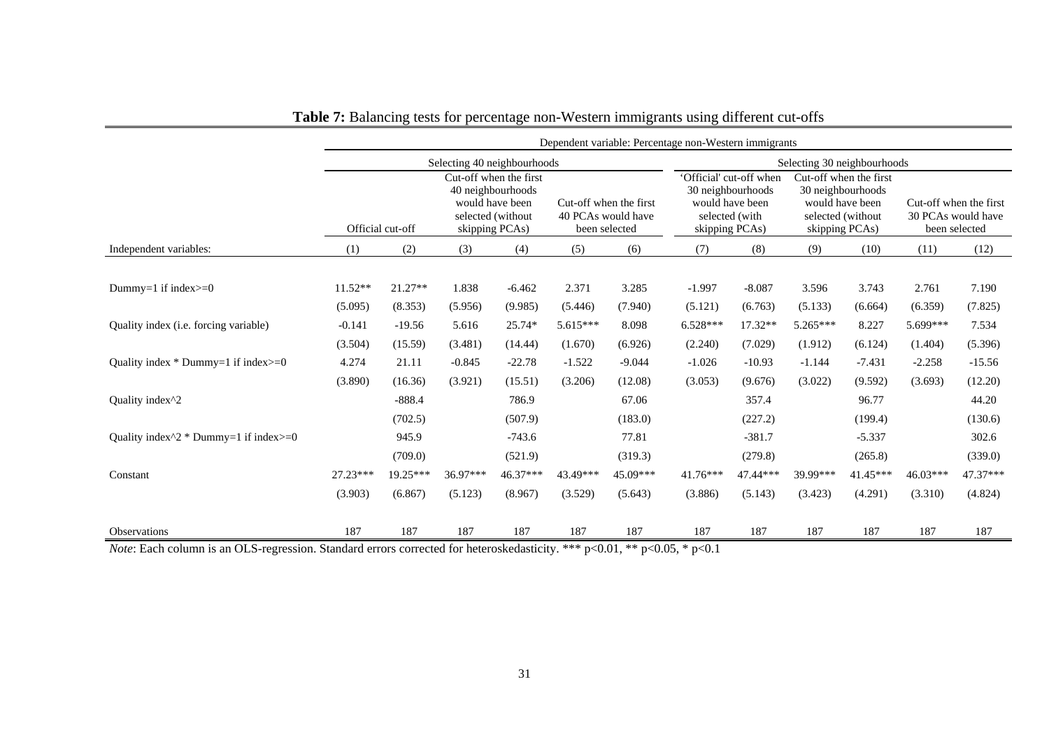**Table 7:** Balancing tests for percentage non-Western immigrants using different cut-offs

| | Dependent variable: Percentage non-Western immigrants | | | | | | | | | | | |
|---|---|---|---|---|---|---|---|---|---|---|---|---|
| | Selecting 40 neighbourhoods | | | | | | Selecting 30 neighbourhoods | | | | | |
| | Official cut-off | | Cut-off when the first 40 neighbourhoods would have been selected (without skipping PCAs) | | Cut-off when the first 40 PCAs would have been selected | | 'Official' cut-off when 30 neighbourhoods would have been selected (with skipping PCAs) | | Cut-off when the first 30 neighbourhoods would have been selected (without skipping PCAs) | | Cut-off when the first 30 PCAs would have been selected | |
| Independent variables: | (1) | (2) | (3) | (4) | (5) | (6) | (7) | (8) | (9) | (10) | (11) | (12) |
| Dummy=1 if index>=0 | 11.52** | 21.27** | 1.838 | -6.462 | 2.371 | 3.285 | -1.997 | -8.087 | 3.596 | 3.743 | 2.761 | 7.190 |
| | (5.095) | (8.353) | (5.956) | (9.985) | (5.446) | (7.940) | (5.121) | (6.763) | (5.133) | (6.664) | (6.359) | (7.825) |
| Quality index (i.e. forcing variable) | -0.141 | -19.56 | 5.616 | 25.74* | 5.615*** | 8.098 | 6.528*** | 17.32** | 5.265*** | 8.227 | 5.699*** | 7.534 |
| | (3.504) | (15.59) | (3.481) | (14.44) | (1.670) | (6.926) | (2.240) | (7.029) | (1.912) | (6.124) | (1.404) | (5.396) |
| Quality index * Dummy=1 if index>=0 | 4.274 | 21.11 | -0.845 | -22.78 | -1.522 | -9.044 | -1.026 | -10.93 | -1.144 | -7.431 | -2.258 | -15.56 |
| | (3.890) | (16.36) | (3.921) | (15.51) | (3.206) | (12.08) | (3.053) | (9.676) | (3.022) | (9.592) | (3.693) | (12.20) |
| Quality index^2 | | -888.4 | | 786.9 | | 67.06 | | 357.4 | | 96.77 | | 44.20 |
| | | (702.5) | | (507.9) | | (183.0) | | (227.2) | | (199.4) | | (130.6) |
| Quality index^2 * Dummy=1 if index>=0 | | 945.9 | | -743.6 | | 77.81 | | -381.7 | | -5.337 | | 302.6 |
| | | (709.0) | | (521.9) | | (319.3) | | (279.8) | | (265.8) | | (339.0) |
| Constant | 27.23*** | 19.25*** | 36.97*** | 46.37*** | 43.49*** | 45.09*** | 41.76*** | 47.44*** | 39.99*** | 41.45*** | 46.03*** | 47.37*** |
| | (3.903) | (6.867) | (5.123) | (8.967) | (3.529) | (5.643) | (3.886) | (5.143) | (3.423) | (4.291) | (3.310) | (4.824) |
| Observations | 187 | 187 | 187 | 187 | 187 | 187 | 187 | 187 | 187 | 187 | 187 | 187 |

*Note*: Each column is an OLS-regression. Standard errors corrected for heteroskedasticity. *** p<0.01, ** p<0.05, * p<0.1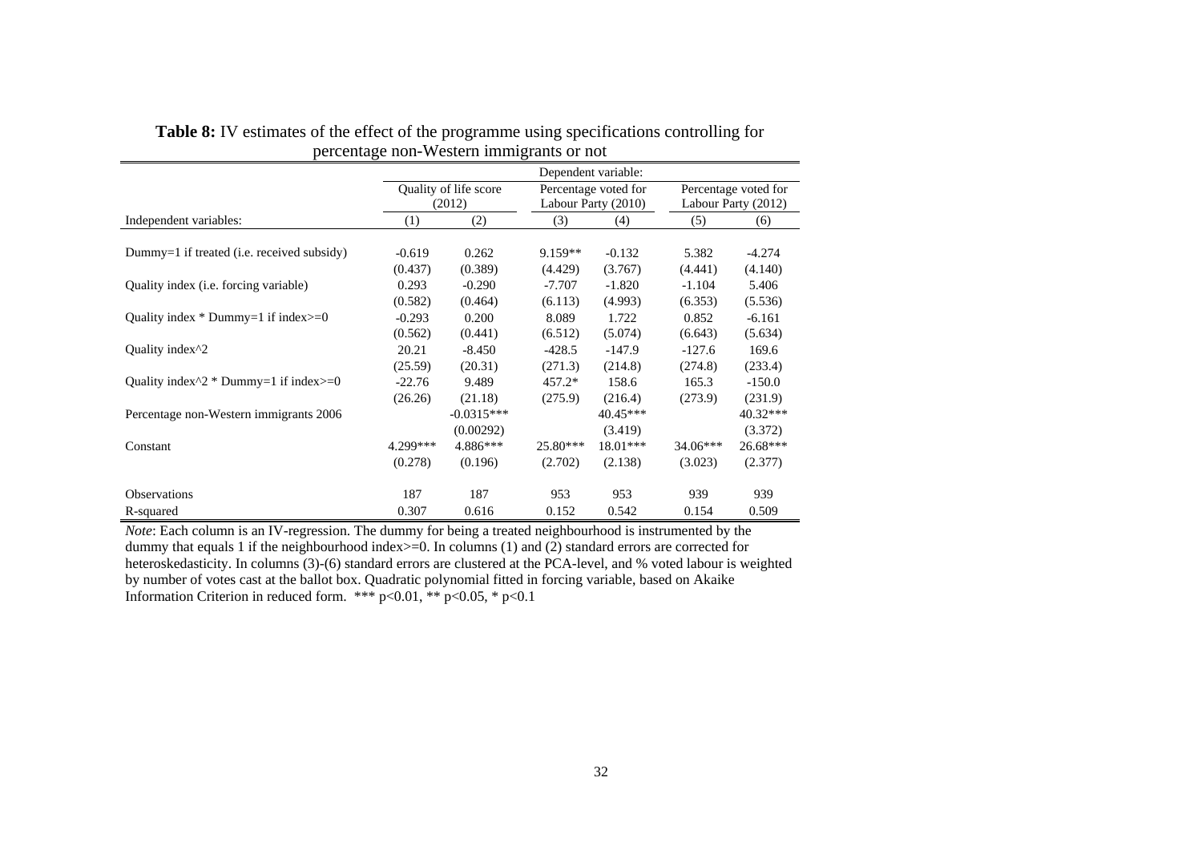**Table 8:** IV estimates of the effect of the programme using specifications controlling for percentage non-Western immigrants or not

| | Dependent variable: | | | | | |
|---|---|---|---|---|---|---|
| | Quality of life score (2012) | | Percentage voted for Labour Party (2010) | | Percentage voted for Labour Party (2012) | |
| Independent variables: | (1) | (2) | (3) | (4) | (5) | (6) |
| Dummy=1 if treated (i.e. received subsidy) | -0.619 | 0.262 | 9.159** | -0.132 | 5.382 | -4.274 |
| | (0.437) | (0.389) | (4.429) | (3.767) | (4.441) | (4.140) |
| Quality index (i.e. forcing variable) | 0.293 | -0.290 | -7.707 | -1.820 | -1.104 | 5.406 |
| | (0.582) | (0.464) | (6.113) | (4.993) | (6.353) | (5.536) |
| Quality index * Dummy=1 if index>=0 | -0.293 | 0.200 | 8.089 | 1.722 | 0.852 | -6.161 |
| | (0.562) | (0.441) | (6.512) | (5.074) | (6.643) | (5.634) |
| Quality index^2 | 20.21 | -8.450 | -428.5 | -147.9 | -127.6 | 169.6 |
| | (25.59) | (20.31) | (271.3) | (214.8) | (274.8) | (233.4) |
| Quality index^2 * Dummy=1 if index>=0 | -22.76 | 9.489 | 457.2* | 158.6 | 165.3 | -150.0 |
| | (26.26) | (21.18) | (275.9) | (216.4) | (273.9) | (231.9) |
| Percentage non-Western immigrants 2006 | | -0.0315*** | | 40.45*** | | 40.32*** |
| | | (0.00292) | | (3.419) | | (3.372) |
| Constant | 4.299*** | 4.886*** | 25.80*** | 18.01*** | 34.06*** | 26.68*** |
| | (0.278) | (0.196) | (2.702) | (2.138) | (3.023) | (2.377) |
| Observations | 187 | 187 | 953 | 953 | 939 | 939 |
| R-squared | 0.307 | 0.616 | 0.152 | 0.542 | 0.154 | 0.509 |

*Note*: Each column is an IV-regression. The dummy for being a treated neighbourhood is instrumented by the dummy that equals 1 if the neighbourhood index>=0. In columns (1) and (2) standard errors are corrected for heteroskedasticity. In columns (3)-(6) standard errors are clustered at the PCA-level, and % voted labour is weighted by number of votes cast at the ballot box. Quadratic polynomial fitted in forcing variable, based on Akaike Information Criterion in reduced form. *** p<0.01, ** p<0.05, * p<0.1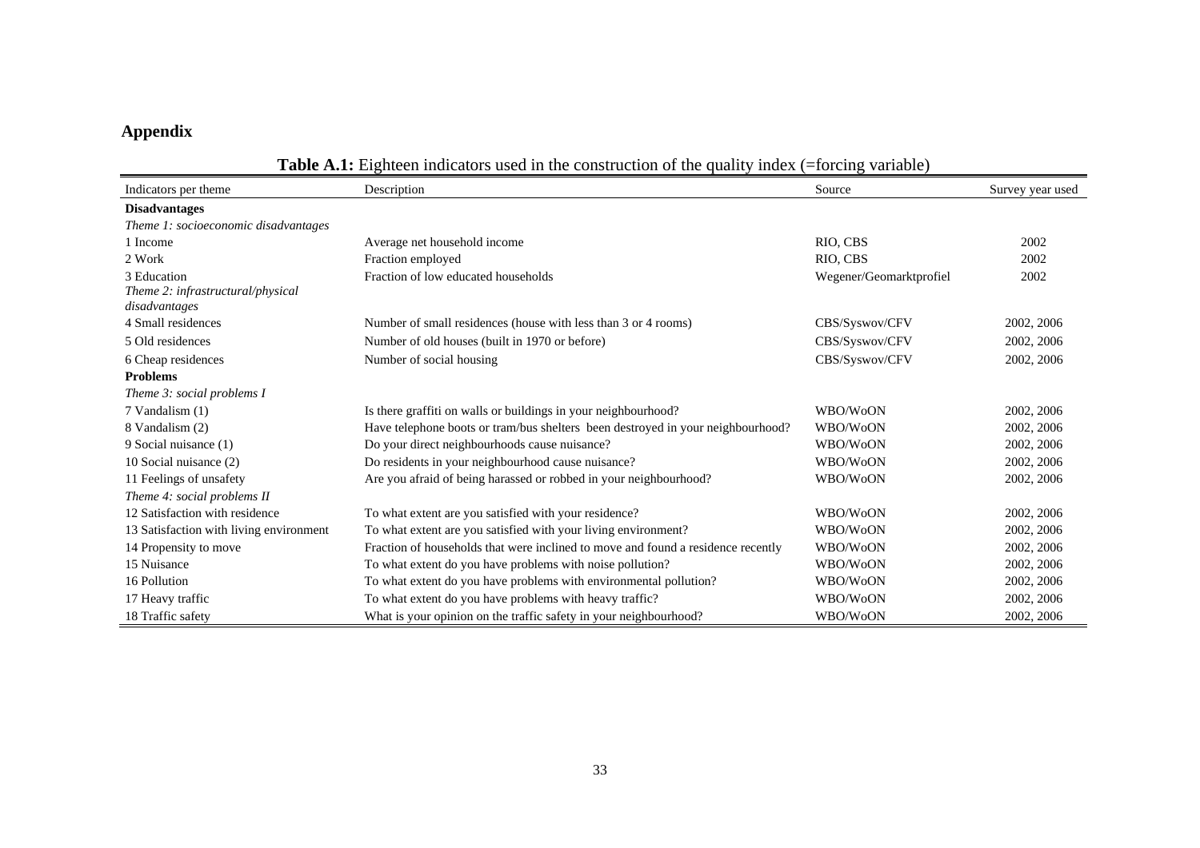## Appendix

**Table A.1:** Eighteen indicators used in the construction of the quality index (=forcing variable)

| Indicators per theme | Description | Source | Survey year used |
|---|---|---|---|
| **Disadvantages** | | | |
| *Theme 1: socioeconomic disadvantages* | | | |
| 1 Income | Average net household income | RIO, CBS | 2002 |
| 2 Work | Fraction employed | RIO, CBS | 2002 |
| 3 Education | Fraction of low educated households | Wegener/Geomarktprofiel | 2002 |
| *Theme 2: infrastructural/physical disadvantages* | | | |
| 4 Small residences | Number of small residences (house with less than 3 or 4 rooms) | CBS/Syswov/CFV | 2002, 2006 |
| 5 Old residences | Number of old houses (built in 1970 or before) | CBS/Syswov/CFV | 2002, 2006 |
| 6 Cheap residences | Number of social housing | CBS/Syswov/CFV | 2002, 2006 |
| **Problems** | | | |
| *Theme 3: social problems I* | | | |
| 7 Vandalism (1) | Is there graffiti on walls or buildings in your neighbourhood? | WBO/WoON | 2002, 2006 |
| 8 Vandalism (2) | Have telephone boots or tram/bus shelters been destroyed in your neighbourhood? | WBO/WoON | 2002, 2006 |
| 9 Social nuisance (1) | Do your direct neighbourhoods cause nuisance? | WBO/WoON | 2002, 2006 |
| 10 Social nuisance (2) | Do residents in your neighbourhood cause nuisance? | WBO/WoON | 2002, 2006 |
| 11 Feelings of unsafety | Are you afraid of being harassed or robbed in your neighbourhood? | WBO/WoON | 2002, 2006 |
| *Theme 4: social problems II* | | | |
| 12 Satisfaction with residence | To what extent are you satisfied with your residence? | WBO/WoON | 2002, 2006 |
| 13 Satisfaction with living environment | To what extent are you satisfied with your living environment? | WBO/WoON | 2002, 2006 |
| 14 Propensity to move | Fraction of households that were inclined to move and found a residence recently | WBO/WoON | 2002, 2006 |
| 15 Nuisance | To what extent do you have problems with noise pollution? | WBO/WoON | 2002, 2006 |
| 16 Pollution | To what extent do you have problems with environmental pollution? | WBO/WoON | 2002, 2006 |
| 17 Heavy traffic | To what extent do you have problems with heavy traffic? | WBO/WoON | 2002, 2006 |
| 18 Traffic safety | What is your opinion on the traffic safety in your neighbourhood? | WBO/WoON | 2002, 2006 |